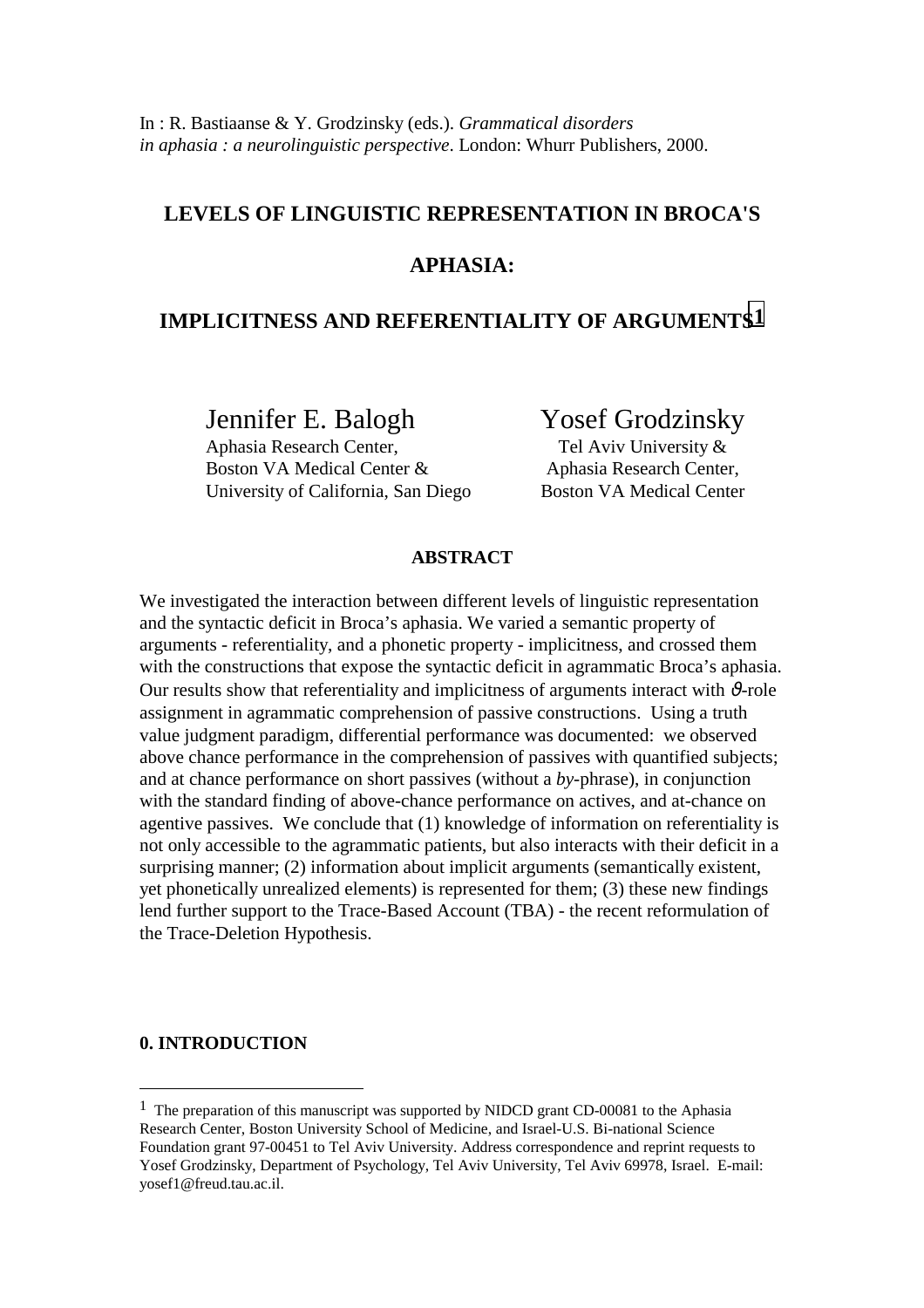In : R. Bastiaanse & Y. Grodzinsky (eds.). *Grammatical disorders in aphasia : a neurolinguistic perspective*. London: Whurr Publishers, 2000.

# LEVELS OF LINGUISTIC REPRESENTATION IN BROCA'S APHASIA: IMPLICITNESS AND REFERENTIALITY OF ARGUMENTS[1]

**Jennifer E. Balogh**
Aphasia Research Center,
Boston VA Medical Center &
University of California, San Diego

**Yosef Grodzinsky**
Tel Aviv University &
Aphasia Research Center,
Boston VA Medical Center

## ABSTRACT

We investigated the interaction between different levels of linguistic representation and the syntactic deficit in Broca's aphasia. We varied a semantic property of arguments - referentiality, and a phonetic property - implicitness, and crossed them with the constructions that expose the syntactic deficit in agrammatic Broca's aphasia. Our results show that referentiality and implicitness of arguments interact with $\vartheta$-role assignment in agrammatic comprehension of passive constructions. Using a truth value judgment paradigm, differential performance was documented: we observed above chance performance in the comprehension of passives with quantified subjects; and at chance performance on short passives (without a *by*-phrase), in conjunction with the standard finding of above-chance performance on actives, and at-chance on agentive passives. We conclude that (1) knowledge of information on referentiality is not only accessible to the agrammatic patients, but also interacts with their deficit in a surprising manner; (2) information about implicit arguments (semantically existent, yet phonetically unrealized elements) is represented for them; (3) these new findings lend further support to the Trace-Based Account (TBA) - the recent reformulation of the Trace-Deletion Hypothesis.

## 0. INTRODUCTION

---

[1] The preparation of this manuscript was supported by NIDCD grant CD-00081 to the Aphasia Research Center, Boston University School of Medicine, and Israel-U.S. Bi-national Science Foundation grant 97-00451 to Tel Aviv University. Address correspondence and reprint requests to Yosef Grodzinsky, Department of Psychology, Tel Aviv University, Tel Aviv 69978, Israel. E-mail: yosef1@freud.tau.ac.il.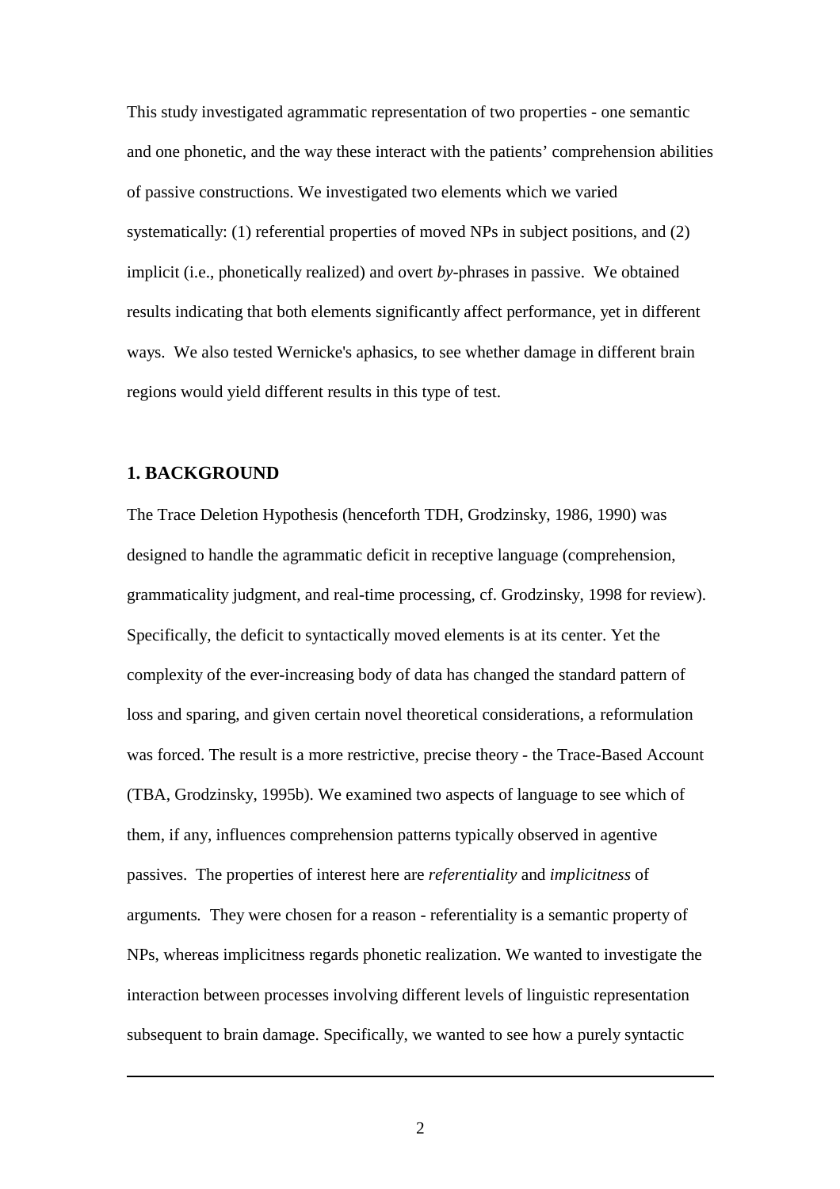This study investigated agrammatic representation of two properties - one semantic and one phonetic, and the way these interact with the patients' comprehension abilities of passive constructions. We investigated two elements which we varied systematically: (1) referential properties of moved NPs in subject positions, and (2) implicit (i.e., phonetically realized) and overt *by*-phrases in passive. We obtained results indicating that both elements significantly affect performance, yet in different ways. We also tested Wernicke's aphasics, to see whether damage in different brain regions would yield different results in this type of test.

## 1. BACKGROUND

The Trace Deletion Hypothesis (henceforth TDH, Grodzinsky, 1986, 1990) was designed to handle the agrammatic deficit in receptive language (comprehension, grammaticality judgment, and real-time processing, cf. Grodzinsky, 1998 for review). Specifically, the deficit to syntactically moved elements is at its center. Yet the complexity of the ever-increasing body of data has changed the standard pattern of loss and sparing, and given certain novel theoretical considerations, a reformulation was forced. The result is a more restrictive, precise theory - the Trace-Based Account (TBA, Grodzinsky, 1995b). We examined two aspects of language to see which of them, if any, influences comprehension patterns typically observed in agentive passives. The properties of interest here are *referentiality* and *implicitness* of arguments. They were chosen for a reason - referentiality is a semantic property of NPs, whereas implicitness regards phonetic realization. We wanted to investigate the interaction between processes involving different levels of linguistic representation subsequent to brain damage. Specifically, we wanted to see how a purely syntactic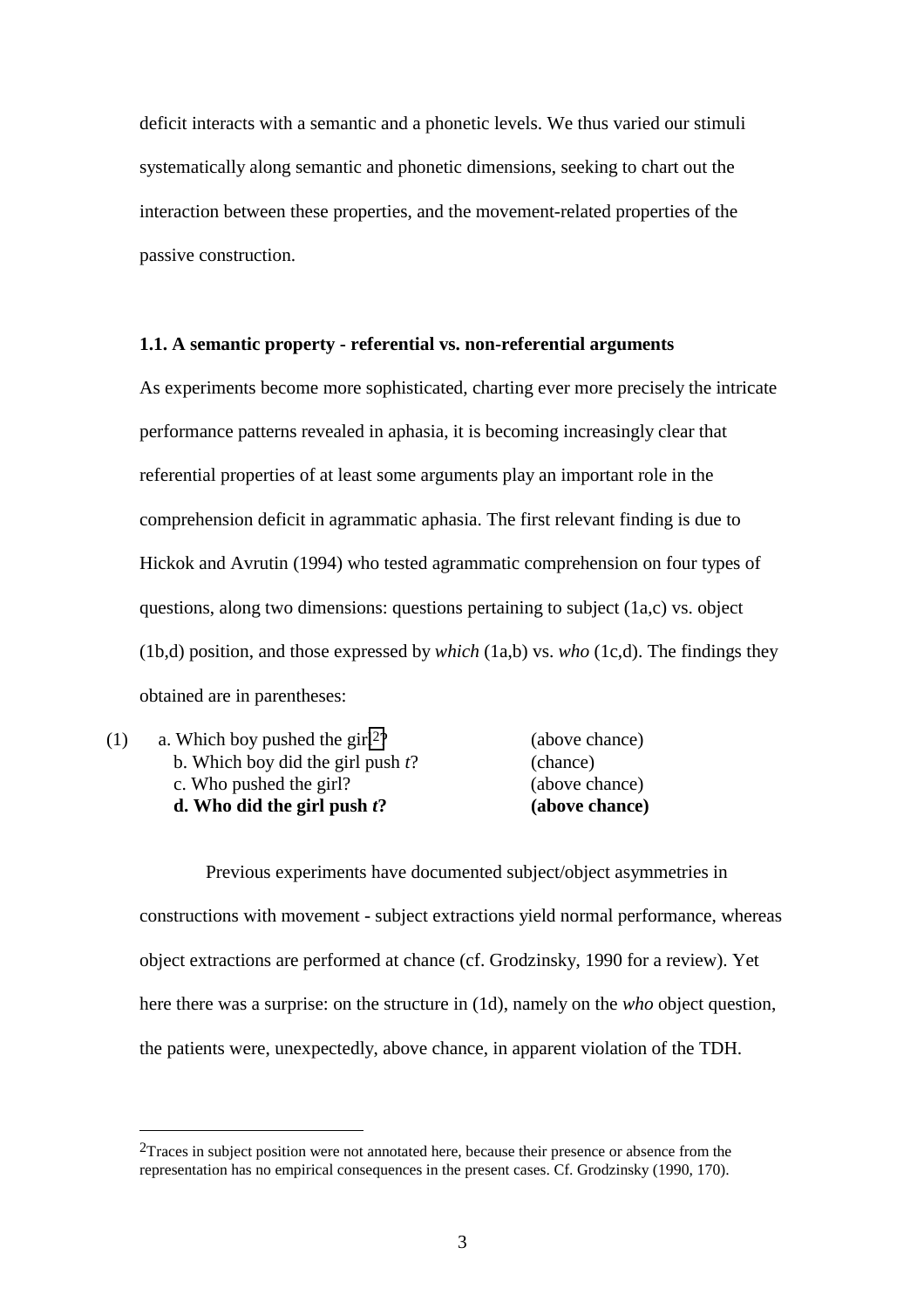deficit interacts with a semantic and a phonetic levels. We thus varied our stimuli systematically along semantic and phonetic dimensions, seeking to chart out the interaction between these properties, and the movement-related properties of the passive construction.

### 1.1. A semantic property - referential vs. non-referential arguments

As experiments become more sophisticated, charting ever more precisely the intricate performance patterns revealed in aphasia, it is becoming increasingly clear that referential properties of at least some arguments play an important role in the comprehension deficit in agrammatic aphasia. The first relevant finding is due to Hickok and Avrutin (1994) who tested agrammatic comprehension on four types of questions, along two dimensions: questions pertaining to subject (1a,c) vs. object (1b,d) position, and those expressed by *which* (1a,b) vs. *who* (1c,d). The findings they obtained are in parentheses:

(1)
a. Which boy pushed the girl[2]? (above chance)
b. Which boy did the girl push *t*? (chance)
c. Who pushed the girl? (above chance)
**d. Who did the girl push *t*? (above chance)**

Previous experiments have documented subject/object asymmetries in constructions with movement - subject extractions yield normal performance, whereas object extractions are performed at chance (cf. Grodzinsky, 1990 for a review). Yet here there was a surprise: on the structure in (1d), namely on the *who* object question, the patients were, unexpectedly, above chance, in apparent violation of the TDH.

[2] Traces in subject position were not annotated here, because their presence or absence from the representation has no empirical consequences in the present cases. Cf. Grodzinsky (1990, 170).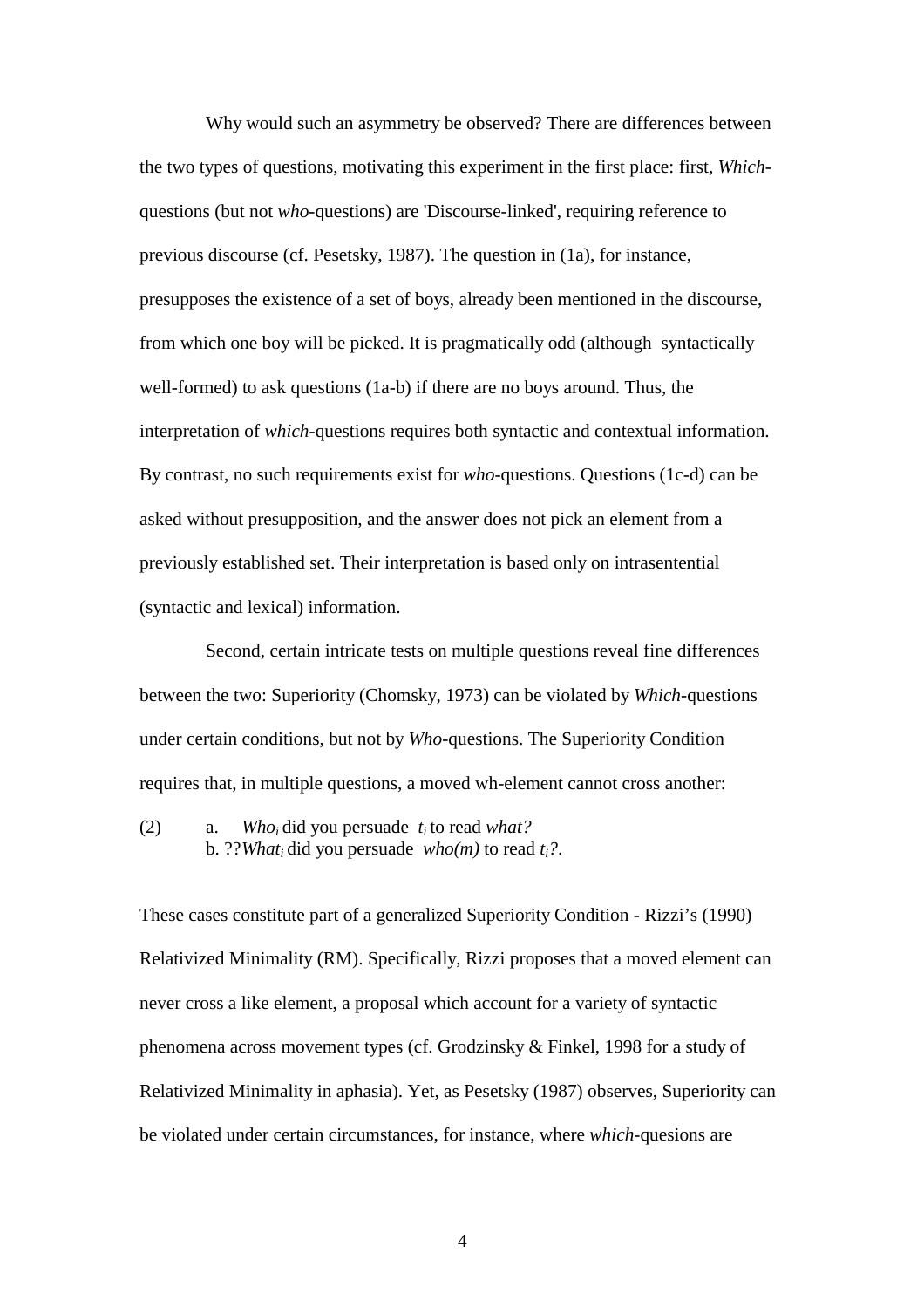Why would such an asymmetry be observed? There are differences between the two types of questions, motivating this experiment in the first place: first, *Which*-questions (but not *who*-questions) are 'Discourse-linked', requiring reference to previous discourse (cf. Pesetsky, 1987). The question in (1a), for instance, presupposes the existence of a set of boys, already been mentioned in the discourse, from which one boy will be picked. It is pragmatically odd (although syntactically well-formed) to ask questions (1a-b) if there are no boys around. Thus, the interpretation of *which*-questions requires both syntactic and contextual information. By contrast, no such requirements exist for *who*-questions. Questions (1c-d) can be asked without presupposition, and the answer does not pick an element from a previously established set. Their interpretation is based only on intrasentential (syntactic and lexical) information.

Second, certain intricate tests on multiple questions reveal fine differences between the two: Superiority (Chomsky, 1973) can be violated by *Which*-questions under certain conditions, but not by *Who*-questions. The Superiority Condition requires that, in multiple questions, a moved wh-element cannot cross another:

(2) a. *Who*$_i$ did you persuade $t_i$ to read *what?*
b. ??*What*$_i$ did you persuade *who(m)* to read $t_i$?.

These cases constitute part of a generalized Superiority Condition - Rizzi's (1990) Relativized Minimality (RM). Specifically, Rizzi proposes that a moved element can never cross a like element, a proposal which account for a variety of syntactic phenomena across movement types (cf. Grodzinsky & Finkel, 1998 for a study of Relativized Minimality in aphasia). Yet, as Pesetsky (1987) observes, Superiority can be violated under certain circumstances, for instance, where *which*-quesions are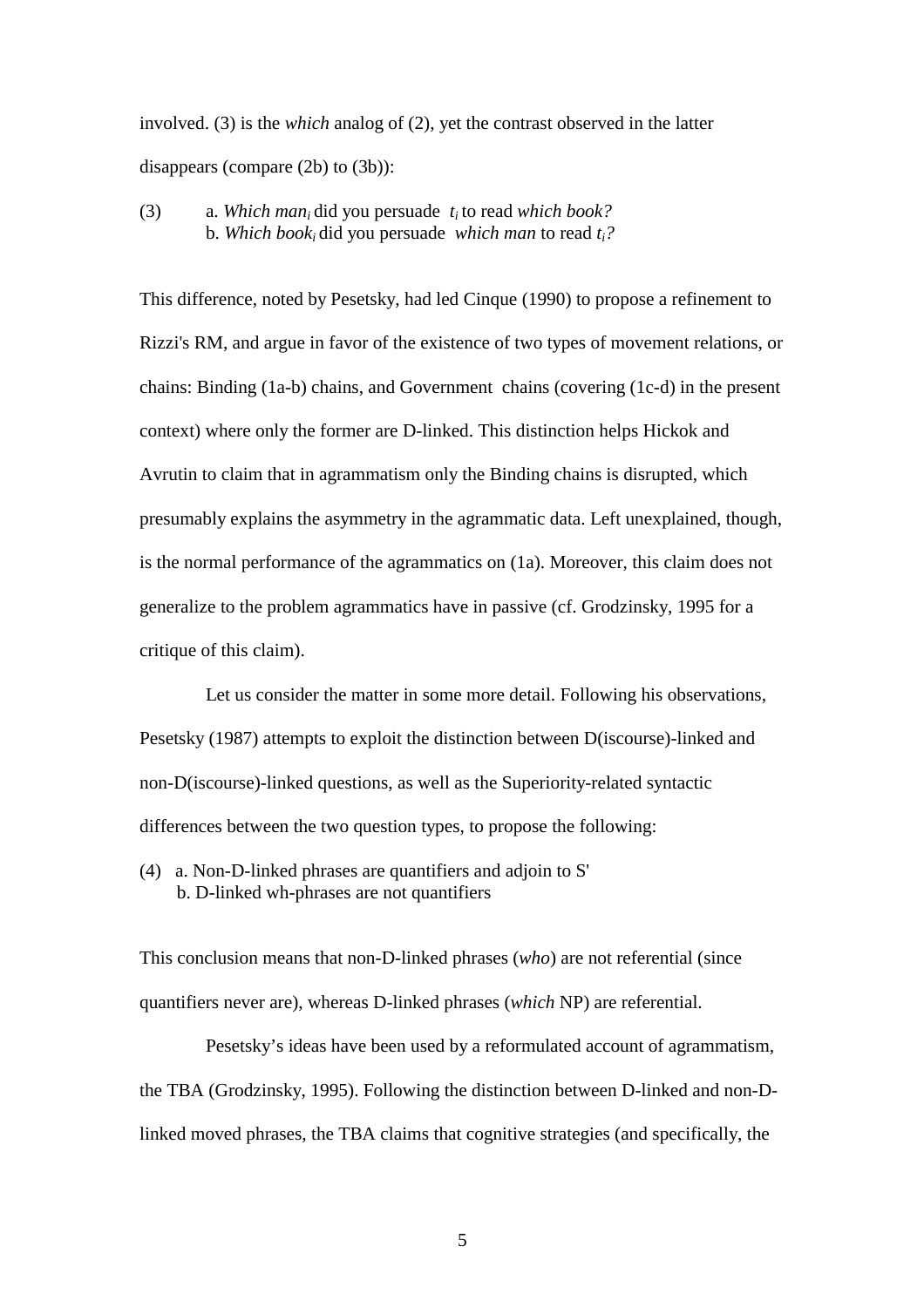involved. (3) is the *which* analog of (2), yet the contrast observed in the latter disappears (compare (2b) to (3b)):

(3) a. *Which man$_i$* did you persuade $t_i$ to read *which book?*
 b. *Which book$_i$* did you persuade *which man* to read $t_i$*?*

This difference, noted by Pesetsky, had led Cinque (1990) to propose a refinement to Rizzi's RM, and argue in favor of the existence of two types of movement relations, or chains: Binding (1a-b) chains, and Government chains (covering (1c-d) in the present context) where only the former are D-linked. This distinction helps Hickok and Avrutin to claim that in agrammatism only the Binding chains is disrupted, which presumably explains the asymmetry in the agrammatic data. Left unexplained, though, is the normal performance of the agrammatics on (1a). Moreover, this claim does not generalize to the problem agrammatics have in passive (cf. Grodzinsky, 1995 for a critique of this claim).

Let us consider the matter in some more detail. Following his observations, Pesetsky (1987) attempts to exploit the distinction between D(iscourse)-linked and non-D(iscourse)-linked questions, as well as the Superiority-related syntactic differences between the two question types, to propose the following:

(4) a. Non-D-linked phrases are quantifiers and adjoin to S'
 b. D-linked wh-phrases are not quantifiers

This conclusion means that non-D-linked phrases (*who*) are not referential (since quantifiers never are), whereas D-linked phrases (*which* NP) are referential.

Pesetsky's ideas have been used by a reformulated account of agrammatism, the TBA (Grodzinsky, 1995). Following the distinction between D-linked and non-D-linked moved phrases, the TBA claims that cognitive strategies (and specifically, the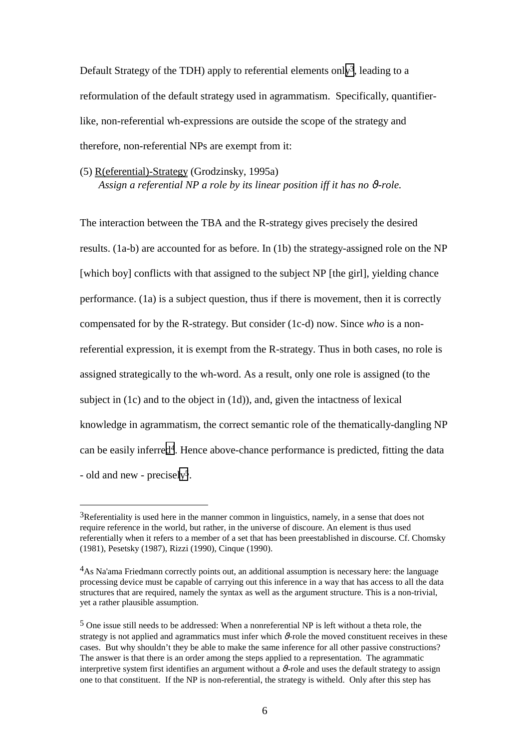Default Strategy of the TDH) apply to referential elements only[3], leading to a reformulation of the default strategy used in agrammatism. Specifically, quantifier-like, non-referential wh-expressions are outside the scope of the strategy and therefore, non-referential NPs are exempt from it:

(5) R(eferential)-Strategy (Grodzinsky, 1995a)
*Assign a referential NP a role by its linear position iff it has no $\vartheta$-role.*

The interaction between the TBA and the R-strategy gives precisely the desired results. (1a-b) are accounted for as before. In (1b) the strategy-assigned role on the NP [which boy] conflicts with that assigned to the subject NP [the girl], yielding chance performance. (1a) is a subject question, thus if there is movement, then it is correctly compensated for by the R-strategy. But consider (1c-d) now. Since *who* is a non-referential expression, it is exempt from the R-strategy. Thus in both cases, no role is assigned strategically to the wh-word. As a result, only one role is assigned (to the subject in (1c) and to the object in (1d)), and, given the intactness of lexical knowledge in agrammatism, the correct semantic role of the thematically-dangling NP can be easily inferred[4]. Hence above-chance performance is predicted, fitting the data - old and new - precisely[5].

---

[3]Referentiality is used here in the manner common in linguistics, namely, in a sense that does not require reference in the world, but rather, in the universe of discoure. An element is thus used referentially when it refers to a member of a set that has been preestablished in discourse. Cf. Chomsky (1981), Pesetsky (1987), Rizzi (1990), Cinque (1990).

[4]As Na'ama Friedmann correctly points out, an additional assumption is necessary here: the language processing device must be capable of carrying out this inference in a way that has access to all the data structures that are required, namely the syntax as well as the argument structure. This is a non-trivial, yet a rather plausible assumption.

[5] One issue still needs to be addressed: When a nonreferential NP is left without a theta role, the strategy is not applied and agrammatics must infer which $\vartheta$-role the moved constituent receives in these cases. But why shouldn't they be able to make the same inference for all other passive constructions? The answer is that there is an order among the steps applied to a representation. The agrammatic interpretive system first identifies an argument without a $\vartheta$-role and uses the default strategy to assign one to that constituent. If the NP is non-referential, the strategy is witheld. Only after this step has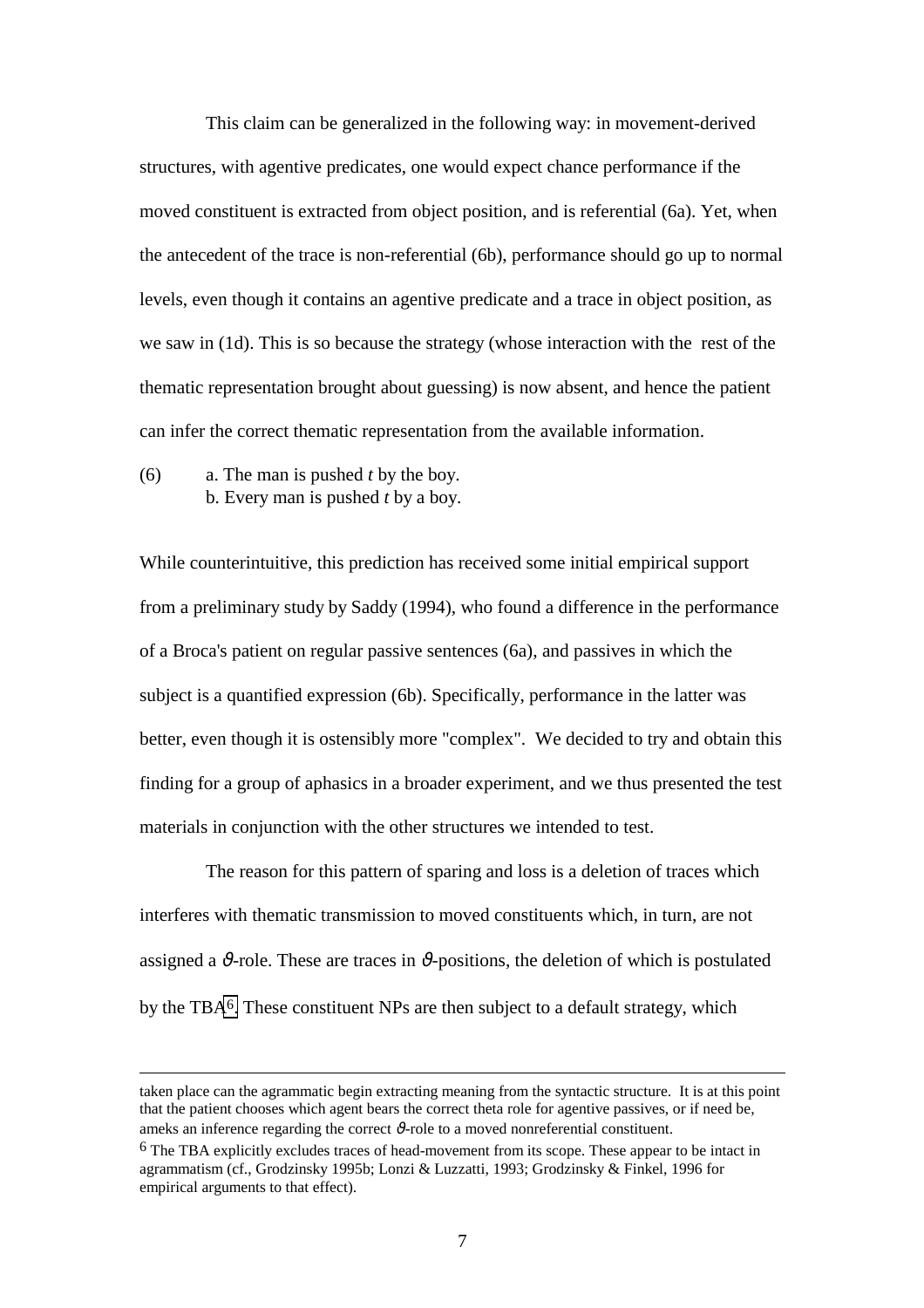This claim can be generalized in the following way: in movement-derived structures, with agentive predicates, one would expect chance performance if the moved constituent is extracted from object position, and is referential (6a). Yet, when the antecedent of the trace is non-referential (6b), performance should go up to normal levels, even though it contains an agentive predicate and a trace in object position, as we saw in (1d). This is so because the strategy (whose interaction with the rest of the thematic representation brought about guessing) is now absent, and hence the patient can infer the correct thematic representation from the available information.

(6) a. The man is pushed *t* by the boy.
b. Every man is pushed *t* by a boy.

While counterintuitive, this prediction has received some initial empirical support from a preliminary study by Saddy (1994), who found a difference in the performance of a Broca's patient on regular passive sentences (6a), and passives in which the subject is a quantified expression (6b). Specifically, performance in the latter was better, even though it is ostensibly more "complex". We decided to try and obtain this finding for a group of aphasics in a broader experiment, and we thus presented the test materials in conjunction with the other structures we intended to test.

The reason for this pattern of sparing and loss is a deletion of traces which interferes with thematic transmission to moved constituents which, in turn, are not assigned a $\vartheta$-role. These are traces in $\vartheta$-positions, the deletion of which is postulated by the TBA[6]. These constituent NPs are then subject to a default strategy, which

---

taken place can the agrammatic begin extracting meaning from the syntactic structure. It is at this point that the patient chooses which agent bears the correct theta role for agentive passives, or if need be, ameks an inference regarding the correct $\vartheta$-role to a moved nonreferential constituent.

[6] The TBA explicitly excludes traces of head-movement from its scope. These appear to be intact in agrammatism (cf., Grodzinsky 1995b; Lonzi & Luzzatti, 1993; Grodzinsky & Finkel, 1996 for empirical arguments to that effect).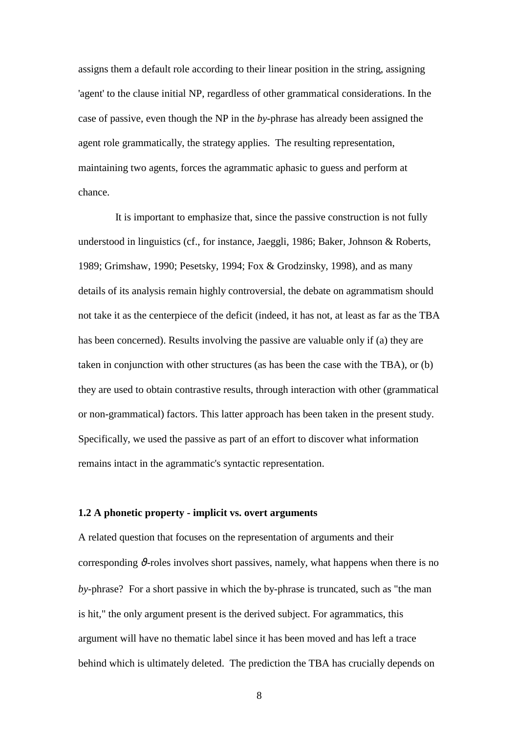assigns them a default role according to their linear position in the string, assigning 'agent' to the clause initial NP, regardless of other grammatical considerations. In the case of passive, even though the NP in the *by*-phrase has already been assigned the agent role grammatically, the strategy applies. The resulting representation, maintaining two agents, forces the agrammatic aphasic to guess and perform at chance.

It is important to emphasize that, since the passive construction is not fully understood in linguistics (cf., for instance, Jaeggli, 1986; Baker, Johnson & Roberts, 1989; Grimshaw, 1990; Pesetsky, 1994; Fox & Grodzinsky, 1998), and as many details of its analysis remain highly controversial, the debate on agrammatism should not take it as the centerpiece of the deficit (indeed, it has not, at least as far as the TBA has been concerned). Results involving the passive are valuable only if (a) they are taken in conjunction with other structures (as has been the case with the TBA), or (b) they are used to obtain contrastive results, through interaction with other (grammatical or non-grammatical) factors. This latter approach has been taken in the present study. Specifically, we used the passive as part of an effort to discover what information remains intact in the agrammatic's syntactic representation.

### 1.2 A phonetic property - implicit vs. overt arguments

A related question that focuses on the representation of arguments and their corresponding $\vartheta$-roles involves short passives, namely, what happens when there is no *by*-phrase? For a short passive in which the by-phrase is truncated, such as "the man is hit," the only argument present is the derived subject. For agrammatics, this argument will have no thematic label since it has been moved and has left a trace behind which is ultimately deleted. The prediction the TBA has crucially depends on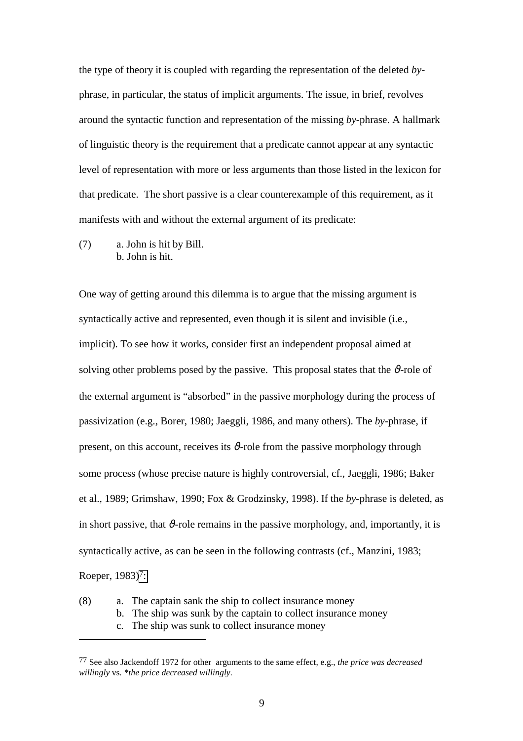the type of theory it is coupled with regarding the representation of the deleted *by*-phrase, in particular, the status of implicit arguments. The issue, in brief, revolves around the syntactic function and representation of the missing *by*-phrase. A hallmark of linguistic theory is the requirement that a predicate cannot appear at any syntactic level of representation with more or less arguments than those listed in the lexicon for that predicate. The short passive is a clear counterexample of this requirement, as it manifests with and without the external argument of its predicate:

(7) a. John is hit by Bill.
    b. John is hit.

One way of getting around this dilemma is to argue that the missing argument is syntactically active and represented, even though it is silent and invisible (i.e., implicit). To see how it works, consider first an independent proposal aimed at solving other problems posed by the passive. This proposal states that the $\vartheta$-role of the external argument is "absorbed" in the passive morphology during the process of passivization (e.g., Borer, 1980; Jaeggli, 1986, and many others). The *by*-phrase, if present, on this account, receives its $\vartheta$-role from the passive morphology through some process (whose precise nature is highly controversial, cf., Jaeggli, 1986; Baker et al., 1989; Grimshaw, 1990; Fox & Grodzinsky, 1998). If the *by*-phrase is deleted, as in short passive, that $\vartheta$-role remains in the passive morphology, and, importantly, it is syntactically active, as can be seen in the following contrasts (cf., Manzini, 1983; Roeper, 1983)[7]:

(8) a. The captain sank the ship to collect insurance money
    b. The ship was sunk by the captain to collect insurance money
    c. The ship was sunk to collect insurance money

---

[7] See also Jackendoff 1972 for other arguments to the same effect, e.g., *the price was decreased willingly* vs. *\*the price decreased willingly*.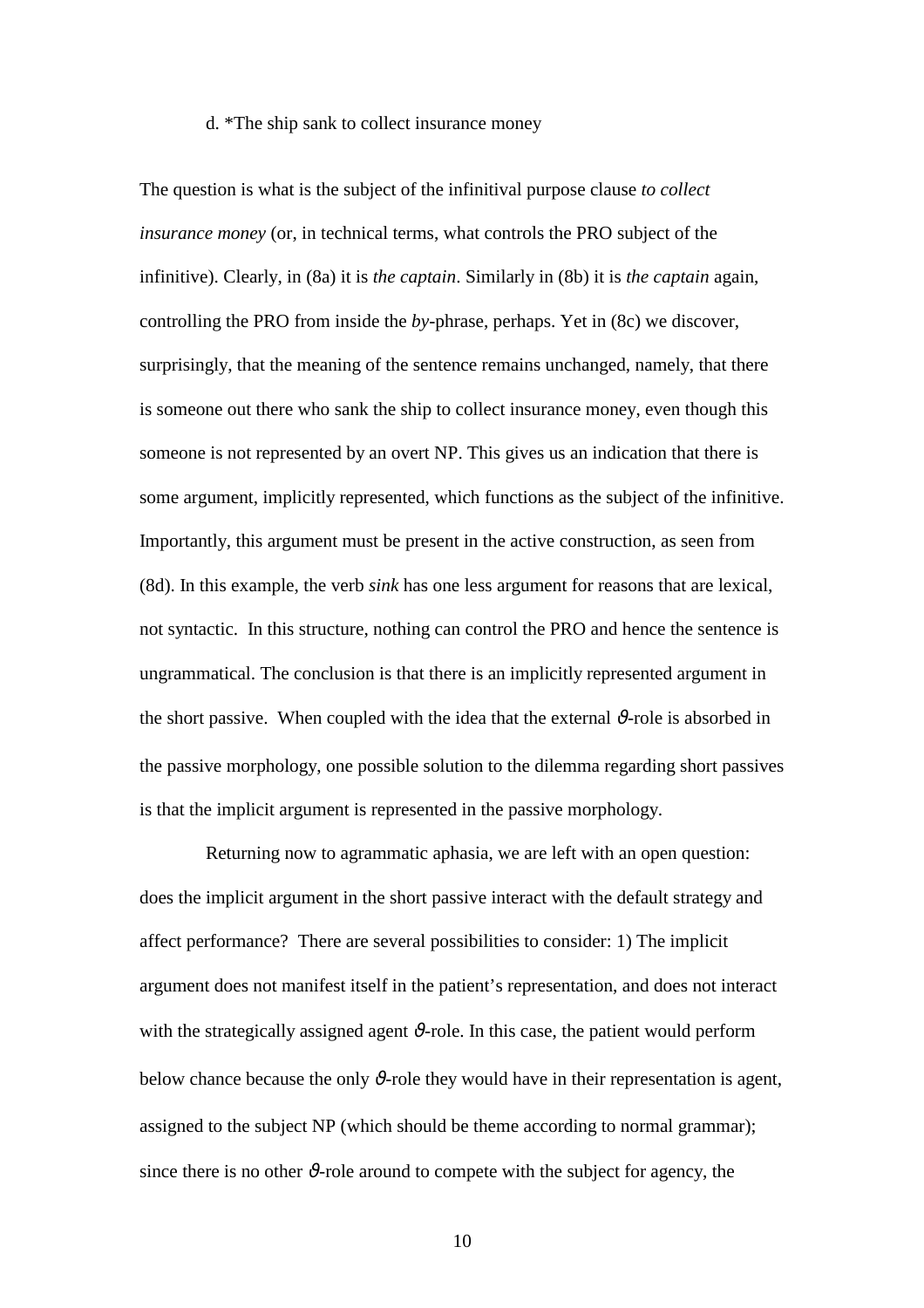d. *The ship sank to collect insurance money

The question is what is the subject of the infinitival purpose clause *to collect insurance money* (or, in technical terms, what controls the PRO subject of the infinitive). Clearly, in (8a) it is *the captain*. Similarly in (8b) it is *the captain* again, controlling the PRO from inside the *by*-phrase, perhaps. Yet in (8c) we discover, surprisingly, that the meaning of the sentence remains unchanged, namely, that there is someone out there who sank the ship to collect insurance money, even though this someone is not represented by an overt NP. This gives us an indication that there is some argument, implicitly represented, which functions as the subject of the infinitive. Importantly, this argument must be present in the active construction, as seen from (8d). In this example, the verb *sink* has one less argument for reasons that are lexical, not syntactic. In this structure, nothing can control the PRO and hence the sentence is ungrammatical. The conclusion is that there is an implicitly represented argument in the short passive. When coupled with the idea that the external $\vartheta$-role is absorbed in the passive morphology, one possible solution to the dilemma regarding short passives is that the implicit argument is represented in the passive morphology.

Returning now to agrammatic aphasia, we are left with an open question: does the implicit argument in the short passive interact with the default strategy and affect performance? There are several possibilities to consider: 1) The implicit argument does not manifest itself in the patient's representation, and does not interact with the strategically assigned agent $\vartheta$-role. In this case, the patient would perform below chance because the only $\vartheta$-role they would have in their representation is agent, assigned to the subject NP (which should be theme according to normal grammar); since there is no other $\vartheta$-role around to compete with the subject for agency, the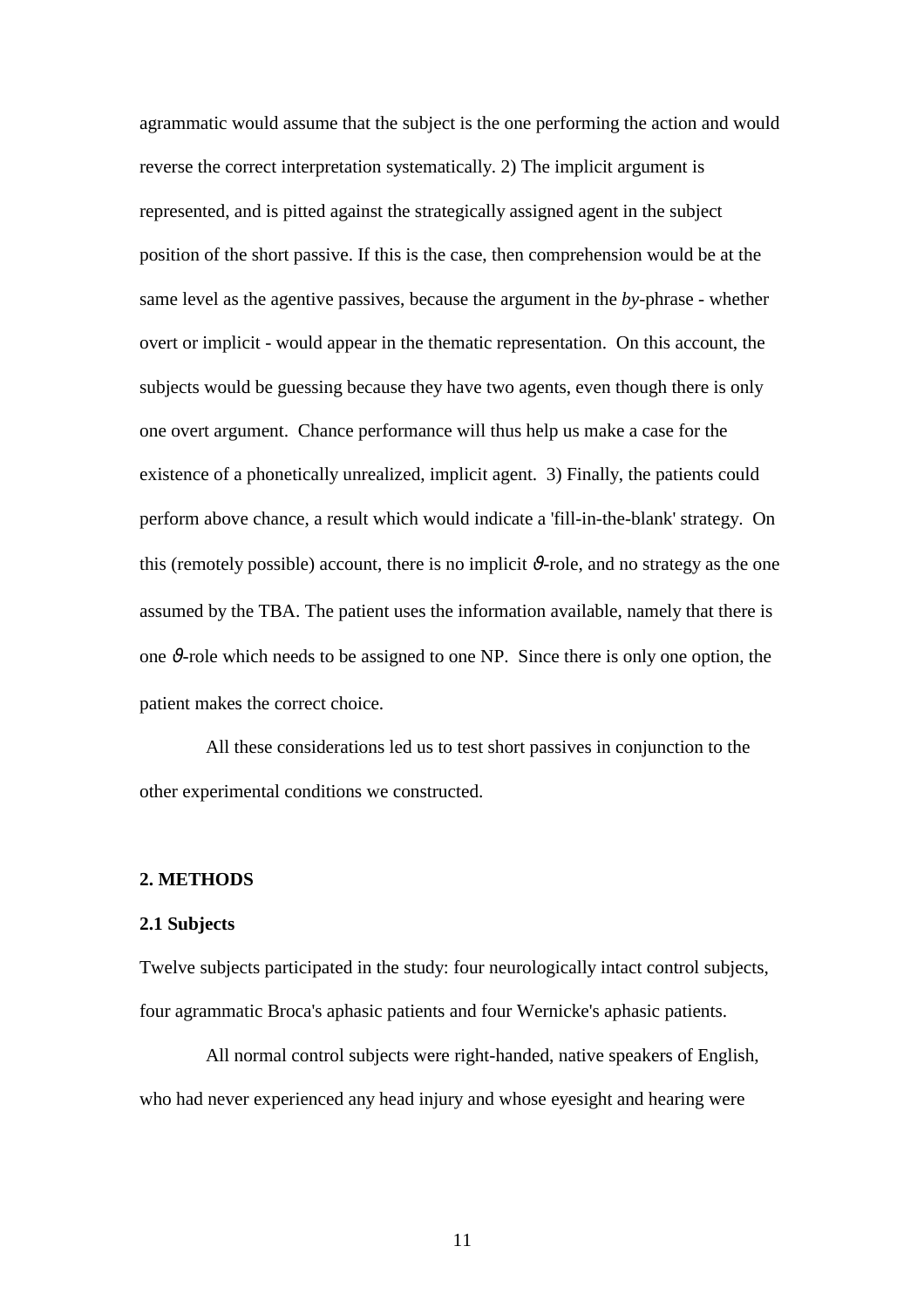agrammatic would assume that the subject is the one performing the action and would reverse the correct interpretation systematically. 2) The implicit argument is represented, and is pitted against the strategically assigned agent in the subject position of the short passive. If this is the case, then comprehension would be at the same level as the agentive passives, because the argument in the *by*-phrase - whether overt or implicit - would appear in the thematic representation. On this account, the subjects would be guessing because they have two agents, even though there is only one overt argument. Chance performance will thus help us make a case for the existence of a phonetically unrealized, implicit agent. 3) Finally, the patients could perform above chance, a result which would indicate a 'fill-in-the-blank' strategy. On this (remotely possible) account, there is no implicit $\vartheta$-role, and no strategy as the one assumed by the TBA. The patient uses the information available, namely that there is one $\vartheta$-role which needs to be assigned to one NP. Since there is only one option, the patient makes the correct choice.

All these considerations led us to test short passives in conjunction to the other experimental conditions we constructed.

## 2. METHODS

### 2.1 Subjects

Twelve subjects participated in the study: four neurologically intact control subjects, four agrammatic Broca's aphasic patients and four Wernicke's aphasic patients.

All normal control subjects were right-handed, native speakers of English, who had never experienced any head injury and whose eyesight and hearing were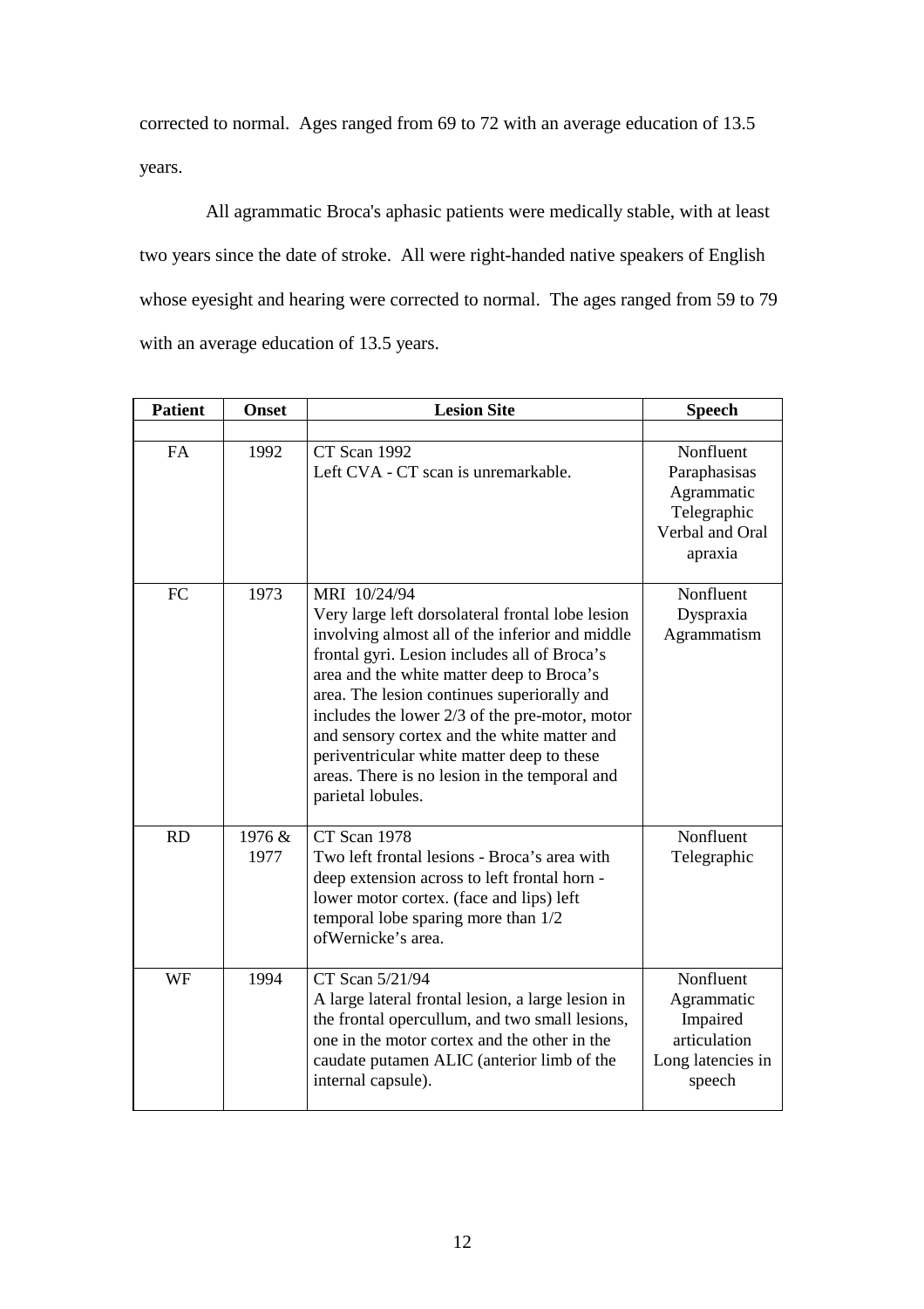corrected to normal. Ages ranged from 69 to 72 with an average education of 13.5 years.

All agrammatic Broca's aphasic patients were medically stable, with at least two years since the date of stroke. All were right-handed native speakers of English whose eyesight and hearing were corrected to normal. The ages ranged from 59 to 79 with an average education of 13.5 years.

| Patient | Onset | Lesion Site | Speech |
|---|---|---|---|
| | | | |
| FA | 1992 | CT Scan 1992<br>Left CVA - CT scan is unremarkable. | Nonfluent<br>Paraphasisas<br>Agrammatic<br>Telegraphic<br>Verbal and Oral apraxia |
| FC | 1973 | MRI 10/24/94<br>Very large left dorsolateral frontal lobe lesion involving almost all of the inferior and middle frontal gyri. Lesion includes all of Broca's area and the white matter deep to Broca's area. The lesion continues superiorally and includes the lower 2/3 of the pre-motor, motor and sensory cortex and the white matter and periventricular white matter deep to these areas. There is no lesion in the temporal and parietal lobules. | Nonfluent<br>Dyspraxia<br>Agrammatism |
| RD | 1976 & 1977 | CT Scan 1978<br>Two left frontal lesions - Broca's area with deep extension across to left frontal horn - lower motor cortex. (face and lips) left temporal lobe sparing more than 1/2 ofWernicke's area. | Nonfluent<br>Telegraphic |
| WF | 1994 | CT Scan 5/21/94<br>A large lateral frontal lesion, a large lesion in the frontal opercullum, and two small lesions, one in the motor cortex and the other in the caudate putamen ALIC (anterior limb of the internal capsule). | Nonfluent<br>Agrammatic<br>Impaired articulation<br>Long latencies in speech |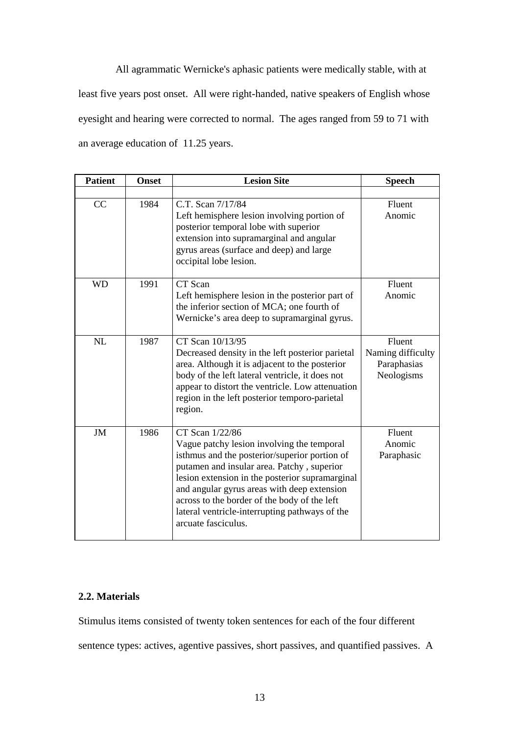All agrammatic Wernicke's aphasic patients were medically stable, with at least five years post onset. All were right-handed, native speakers of English whose eyesight and hearing were corrected to normal. The ages ranged from 59 to 71 with an average education of 11.25 years.

| Patient | Onset | Lesion Site | Speech |
|---|---|---|---|
| CC | 1984 | C.T. Scan 7/17/84<br>Left hemisphere lesion involving portion of posterior temporal lobe with superior extension into supramarginal and angular gyrus areas (surface and deep) and large occipital lobe lesion. | Fluent<br>Anomic |
| WD | 1991 | CT Scan<br>Left hemisphere lesion in the posterior part of the inferior section of MCA; one fourth of Wernicke's area deep to supramarginal gyrus. | Fluent<br>Anomic |
| NL | 1987 | CT Scan 10/13/95<br>Decreased density in the left posterior parietal area. Although it is adjacent to the posterior body of the left lateral ventricle, it does not appear to distort the ventricle. Low attenuation region in the left posterior temporo-parietal region. | Fluent<br>Naming difficulty<br>Paraphasias<br>Neologisms |
| JM | 1986 | CT Scan 1/22/86<br>Vague patchy lesion involving the temporal isthmus and the posterior/superior portion of putamen and insular area. Patchy , superior lesion extension in the posterior supramarginal and angular gyrus areas with deep extension across to the border of the body of the left lateral ventricle-interrupting pathways of the arcuate fasciculus. | Fluent<br>Anomic<br>Paraphasic |

### 2.2. Materials

Stimulus items consisted of twenty token sentences for each of the four different sentence types: actives, agentive passives, short passives, and quantified passives. A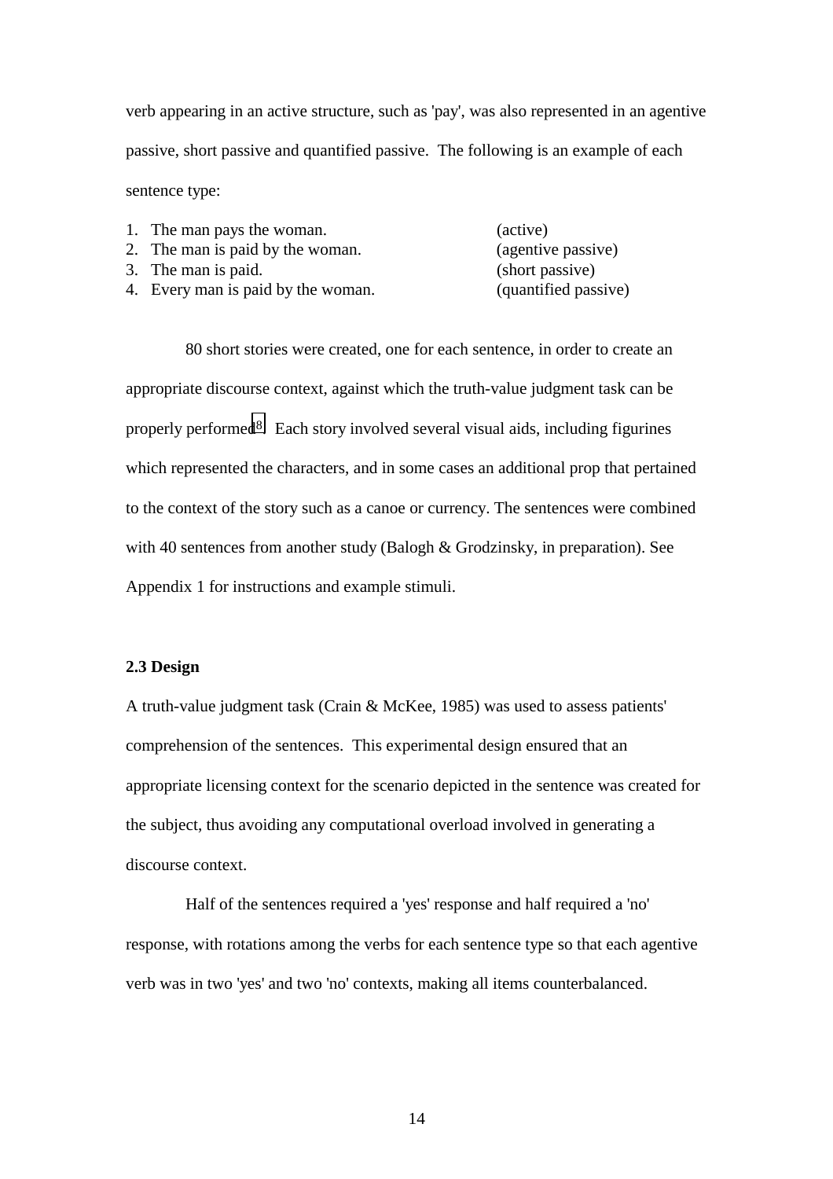verb appearing in an active structure, such as 'pay', was also represented in an agentive passive, short passive and quantified passive. The following is an example of each sentence type:

1. The man pays the woman. (active)
2. The man is paid by the woman. (agentive passive)
3. The man is paid. (short passive)
4. Every man is paid by the woman. (quantified passive)

80 short stories were created, one for each sentence, in order to create an appropriate discourse context, against which the truth-value judgment task can be properly performed[8]. Each story involved several visual aids, including figurines which represented the characters, and in some cases an additional prop that pertained to the context of the story such as a canoe or currency. The sentences were combined with 40 sentences from another study (Balogh & Grodzinsky, in preparation). See Appendix 1 for instructions and example stimuli.

**2.3 Design**

A truth-value judgment task (Crain & McKee, 1985) was used to assess patients' comprehension of the sentences. This experimental design ensured that an appropriate licensing context for the scenario depicted in the sentence was created for the subject, thus avoiding any computational overload involved in generating a discourse context.

Half of the sentences required a 'yes' response and half required a 'no' response, with rotations among the verbs for each sentence type so that each agentive verb was in two 'yes' and two 'no' contexts, making all items counterbalanced.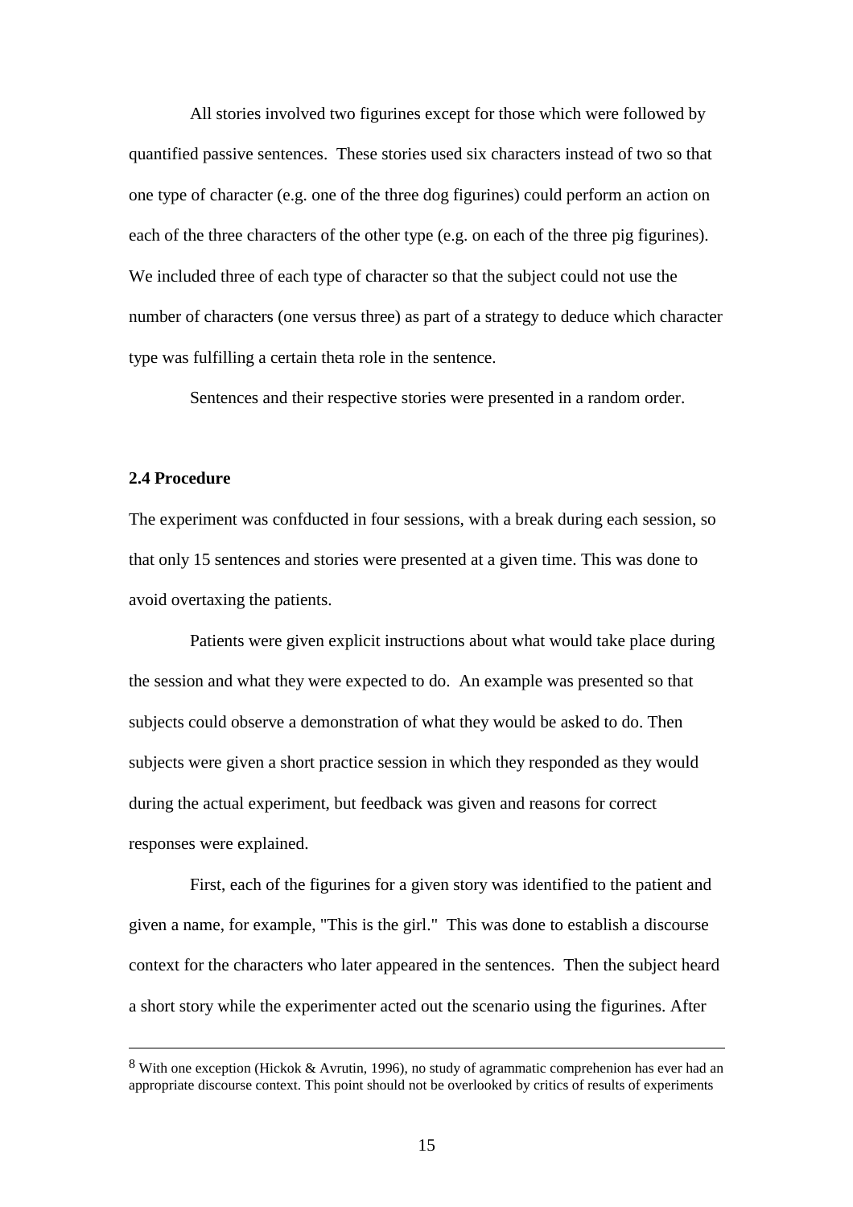All stories involved two figurines except for those which were followed by quantified passive sentences. These stories used six characters instead of two so that one type of character (e.g. one of the three dog figurines) could perform an action on each of the three characters of the other type (e.g. on each of the three pig figurines). We included three of each type of character so that the subject could not use the number of characters (one versus three) as part of a strategy to deduce which character type was fulfilling a certain theta role in the sentence.

Sentences and their respective stories were presented in a random order.

### 2.4 Procedure

The experiment was confducted in four sessions, with a break during each session, so that only 15 sentences and stories were presented at a given time. This was done to avoid overtaxing the patients.

Patients were given explicit instructions about what would take place during the session and what they were expected to do. An example was presented so that subjects could observe a demonstration of what they would be asked to do. Then subjects were given a short practice session in which they responded as they would during the actual experiment, but feedback was given and reasons for correct responses were explained.

First, each of the figurines for a given story was identified to the patient and given a name, for example, "This is the girl." This was done to establish a discourse context for the characters who later appeared in the sentences. Then the subject heard a short story while the experimenter acted out the scenario using the figurines. After

---

[8] With one exception (Hickok & Avrutin, 1996), no study of agrammatic comprehenion has ever had an appropriate discourse context. This point should not be overlooked by critics of results of experiments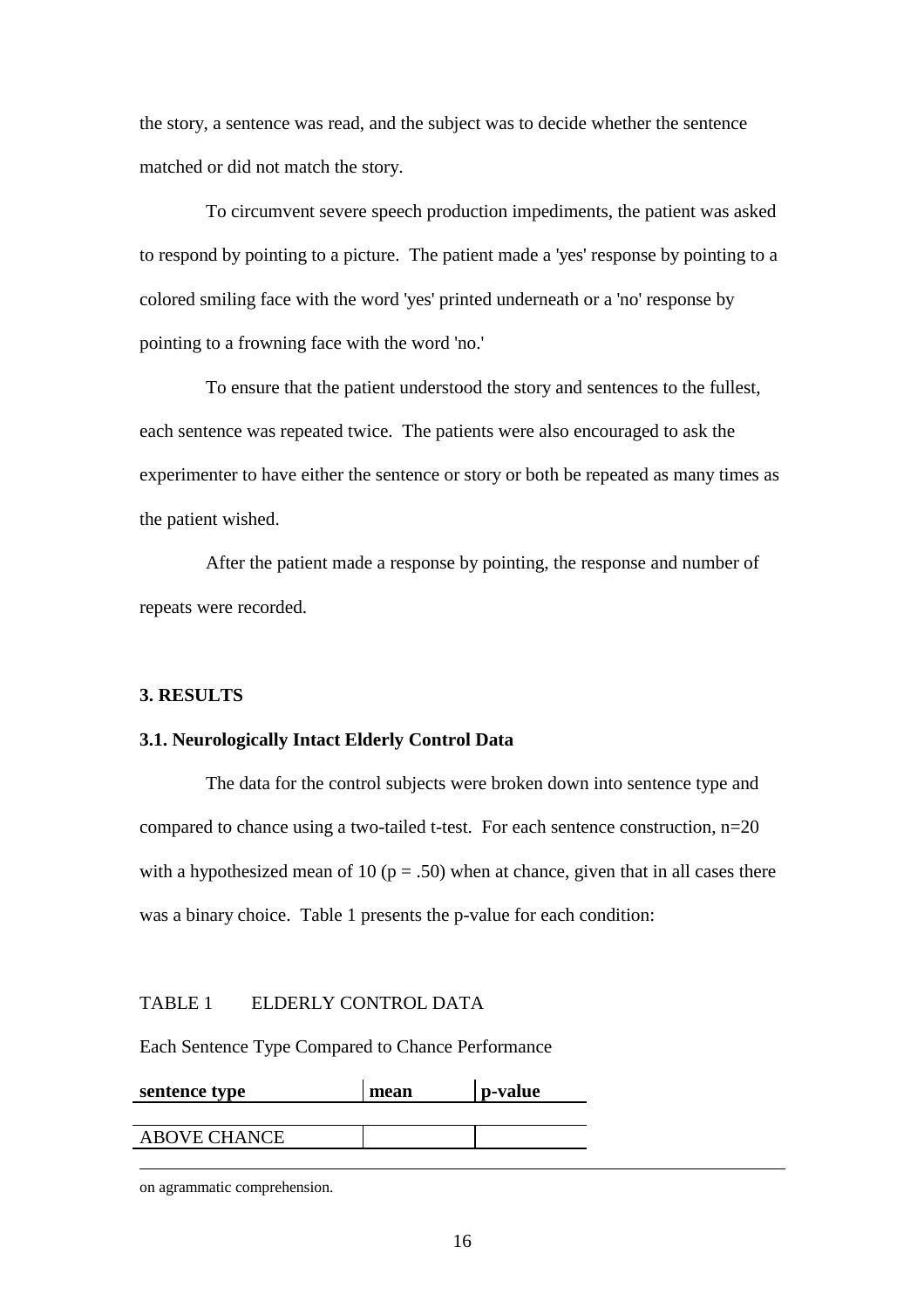the story, a sentence was read, and the subject was to decide whether the sentence matched or did not match the story.

To circumvent severe speech production impediments, the patient was asked to respond by pointing to a picture. The patient made a 'yes' response by pointing to a colored smiling face with the word 'yes' printed underneath or a 'no' response by pointing to a frowning face with the word 'no.'

To ensure that the patient understood the story and sentences to the fullest, each sentence was repeated twice. The patients were also encouraged to ask the experimenter to have either the sentence or story or both be repeated as many times as the patient wished.

After the patient made a response by pointing, the response and number of repeats were recorded.

### 3. RESULTS

#### 3.1. Neurologically Intact Elderly Control Data

The data for the control subjects were broken down into sentence type and compared to chance using a two-tailed t-test. For each sentence construction, n=20 with a hypothesized mean of 10 (p = .50) when at chance, given that in all cases there was a binary choice. Table 1 presents the p-value for each condition:

TABLE 1 ELDERLY CONTROL DATA

Each Sentence Type Compared to Chance Performance

| **sentence type** | **mean** | **p-value** |
|---|---|---|
| ABOVE CHANCE | | |

on agrammatic comprehension.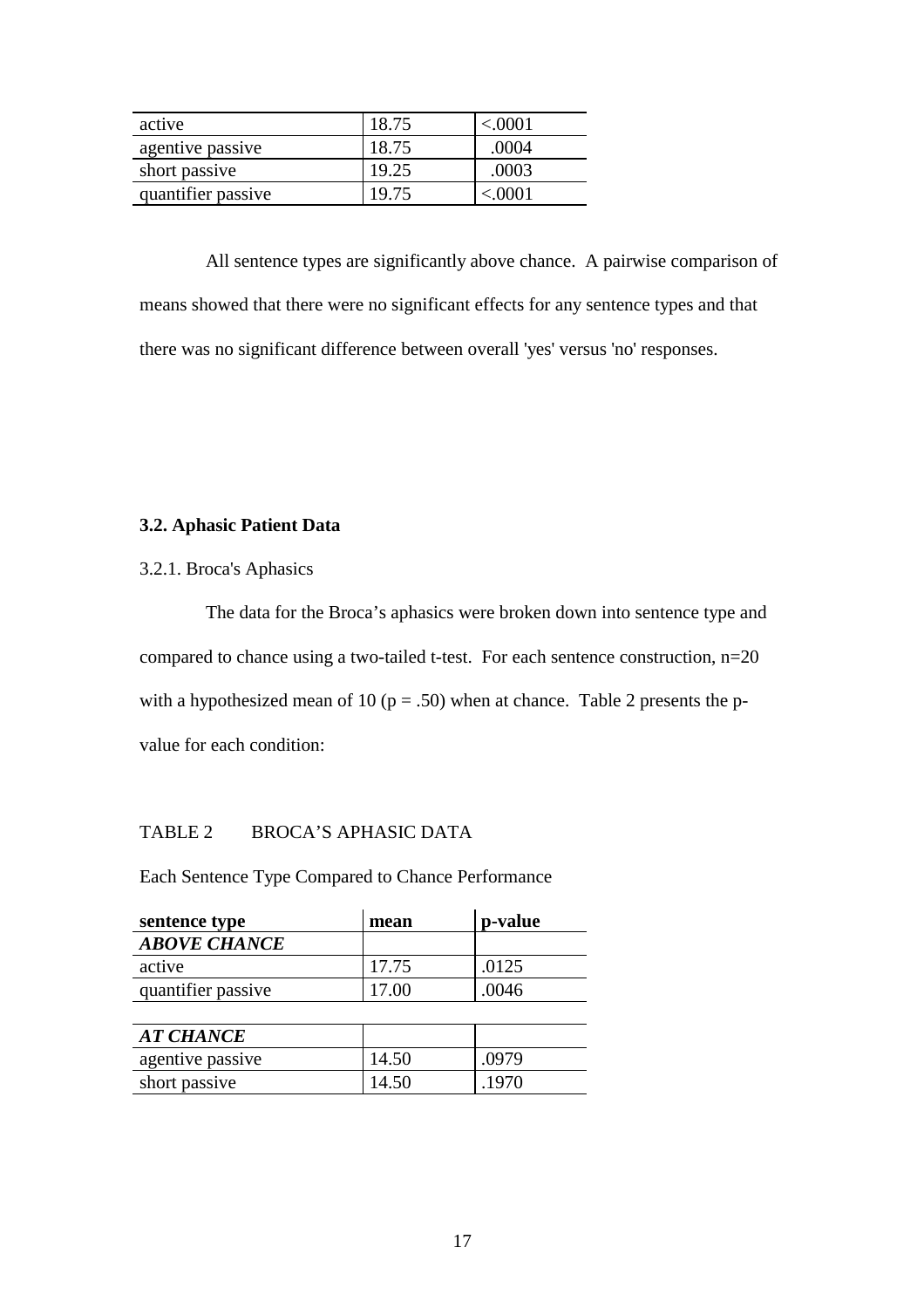| | | |
|---|---|---|
| active | 18.75 | <.0001 |
| agentive passive | 18.75 | .0004 |
| short passive | 19.25 | .0003 |
| quantifier passive | 19.75 | <.0001 |

All sentence types are significantly above chance. A pairwise comparison of means showed that there were no significant effects for any sentence types and that there was no significant difference between overall 'yes' versus 'no' responses.

### 3.2. Aphasic Patient Data

3.2.1. Broca's Aphasics

The data for the Broca's aphasics were broken down into sentence type and compared to chance using a two-tailed t-test. For each sentence construction, n=20 with a hypothesized mean of 10 (p = .50) when at chance. Table 2 presents the p-value for each condition:

TABLE 2 BROCA'S APHASIC DATA

Each Sentence Type Compared to Chance Performance

| **sentence type** | **mean** | **p-value** |
|---|---|---|
| ***ABOVE CHANCE*** | | |
| active | 17.75 | .0125 |
| quantifier passive | 17.00 | .0046 |
| | | |
| ***AT CHANCE*** | | |
| agentive passive | 14.50 | .0979 |
| short passive | 14.50 | .1970 |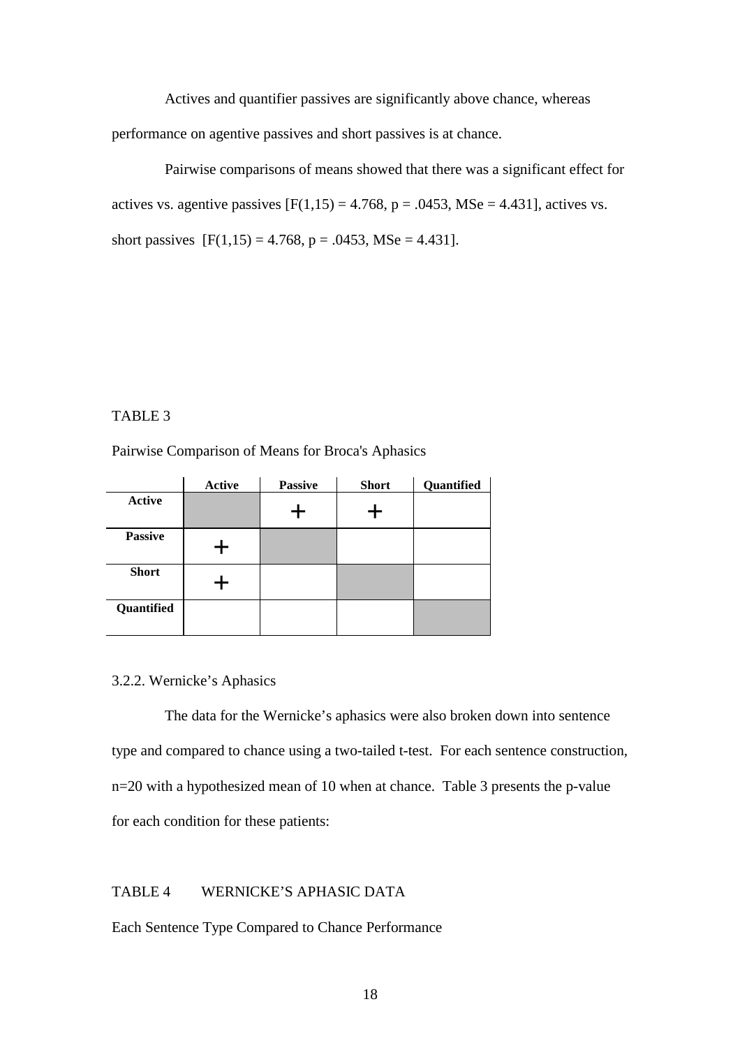Actives and quantifier passives are significantly above chance, whereas performance on agentive passives and short passives is at chance.

Pairwise comparisons of means showed that there was a significant effect for actives vs. agentive passives [$F(1,15) = 4.768$, $p = .0453$, $MSe = 4.431$], actives vs. short passives [$F(1,15) = 4.768$, $p = .0453$, $MSe = 4.431$].

TABLE 3

Pairwise Comparison of Means for Broca's Aphasics

| | **Active** | **Passive** | **Short** | **Quantified** |
|---|---|---|---|---|
| **Active** | | + | + | |
| **Passive** | + | | | |
| **Short** | + | | | |
| **Quantified** | | | | |

3.2.2. Wernicke's Aphasics

The data for the Wernicke's aphasics were also broken down into sentence type and compared to chance using a two-tailed t-test. For each sentence construction, n=20 with a hypothesized mean of 10 when at chance. Table 3 presents the p-value for each condition for these patients:

TABLE 4 WERNICKE'S APHASIC DATA

Each Sentence Type Compared to Chance Performance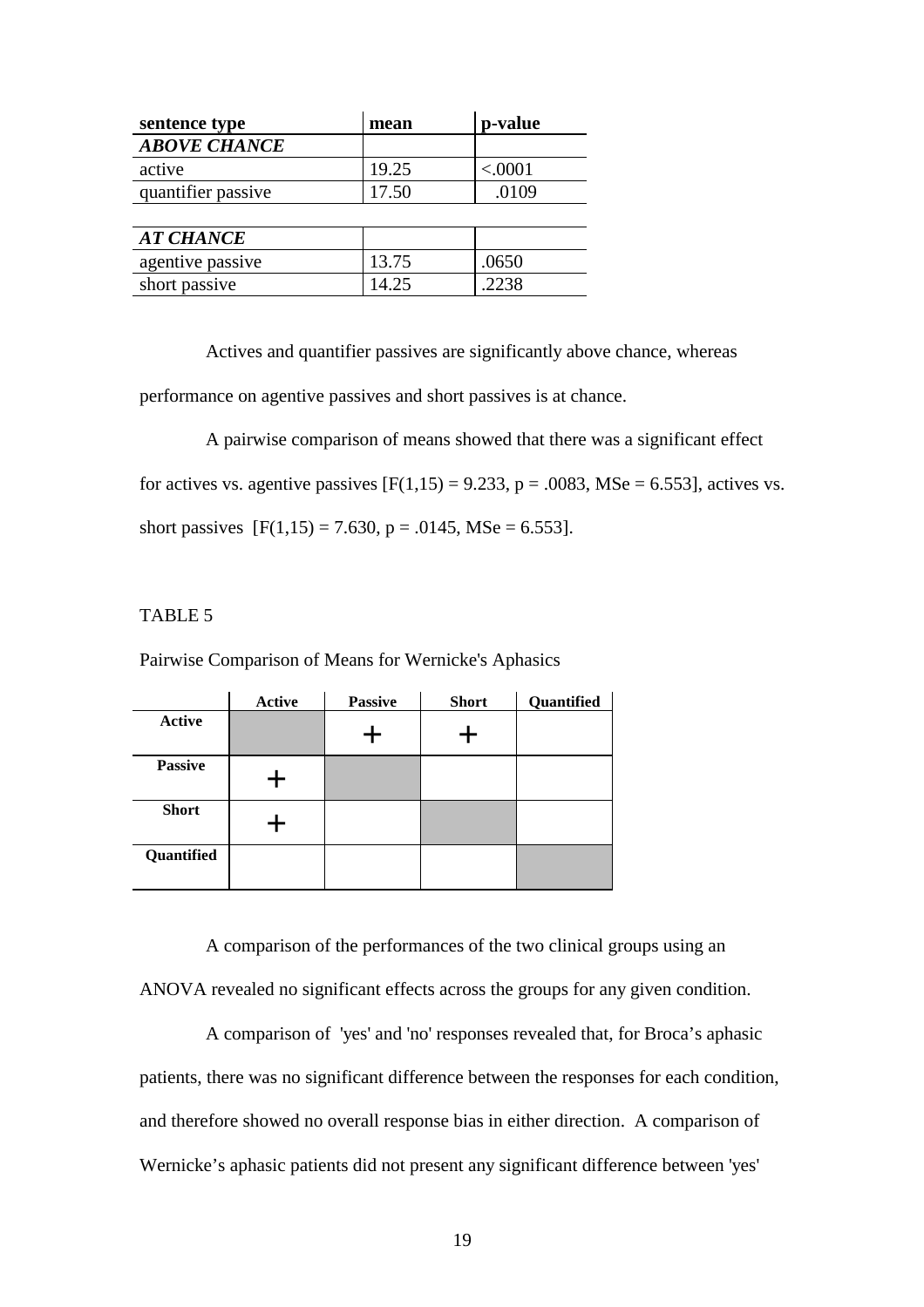| sentence type | mean | p-value |
|---|---|---|
| ***ABOVE CHANCE*** | | |
| active | 19.25 | <.0001 |
| quantifier passive | 17.50 | .0109 |
| | | |
| ***AT CHANCE*** | | |
| agentive passive | 13.75 | .0650 |
| short passive | 14.25 | .2238 |

Actives and quantifier passives are significantly above chance, whereas performance on agentive passives and short passives is at chance.

A pairwise comparison of means showed that there was a significant effect for actives vs. agentive passives [$F(1,15) = 9.233$, $p = .0083$, $MSe = 6.553$], actives vs. short passives [$F(1,15) = 7.630$, $p = .0145$, $MSe = 6.553$].

TABLE 5

Pairwise Comparison of Means for Wernicke's Aphasics

| | **Active** | **Passive** | **Short** | **Quantified** |
|---|---|---|---|---|
| **Active** | | + | + | |
| **Passive** | + | | | |
| **Short** | + | | | |
| **Quantified** | | | | |

A comparison of the performances of the two clinical groups using an ANOVA revealed no significant effects across the groups for any given condition.

A comparison of 'yes' and 'no' responses revealed that, for Broca's aphasic patients, there was no significant difference between the responses for each condition, and therefore showed no overall response bias in either direction. A comparison of Wernicke's aphasic patients did not present any significant difference between 'yes'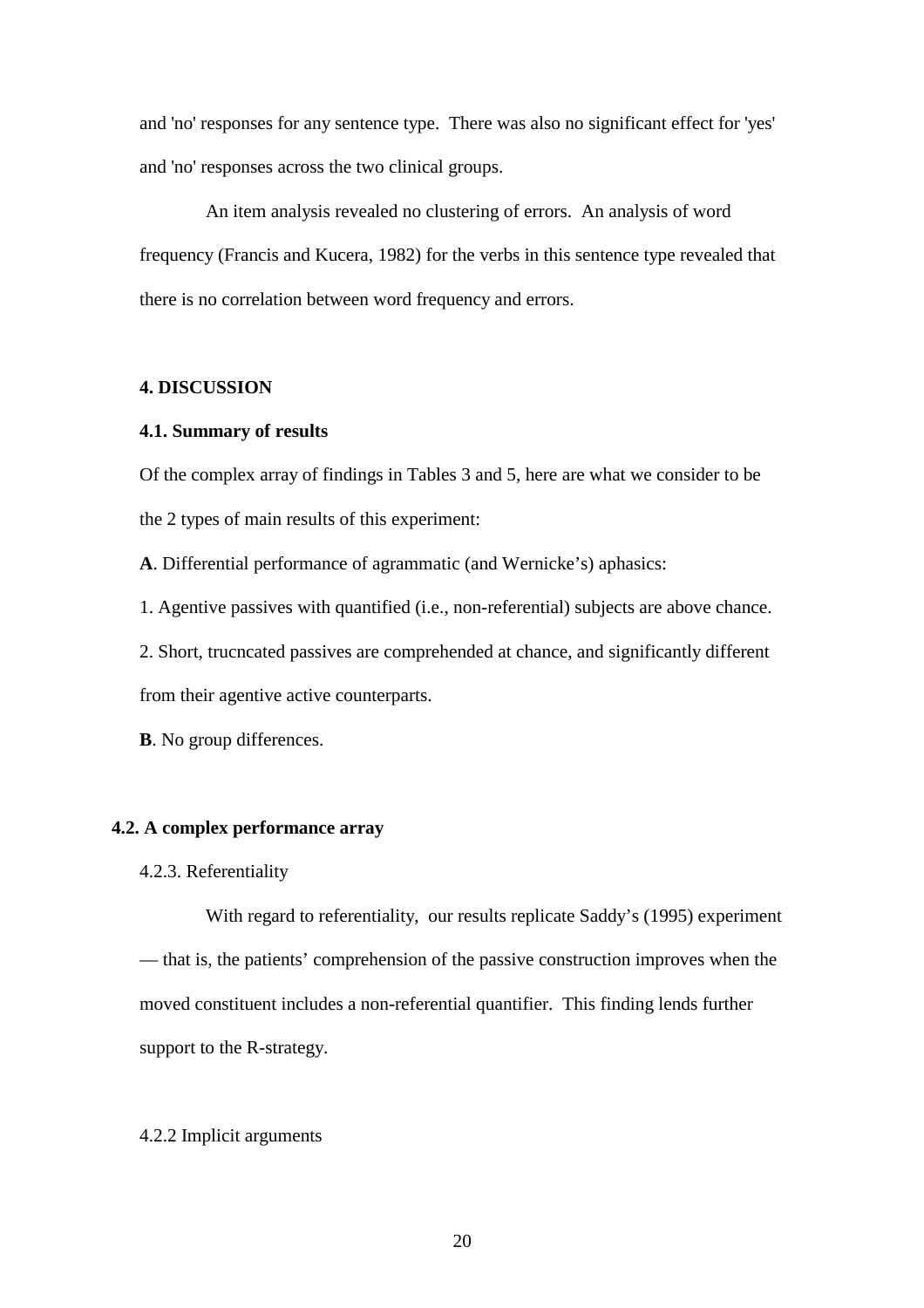and 'no' responses for any sentence type. There was also no significant effect for 'yes' and 'no' responses across the two clinical groups.

An item analysis revealed no clustering of errors. An analysis of word frequency (Francis and Kucera, 1982) for the verbs in this sentence type revealed that there is no correlation between word frequency and errors.

## 4. DISCUSSION

### 4.1. Summary of results

Of the complex array of findings in Tables 3 and 5, here are what we consider to be the 2 types of main results of this experiment:

**A**. Differential performance of agrammatic (and Wernicke's) aphasics:

1. Agentive passives with quantified (i.e., non-referential) subjects are above chance.

2. Short, trucncated passives are comprehended at chance, and significantly different from their agentive active counterparts.

**B**. No group differences.

### 4.2. A complex performance array

4.2.3. Referentiality

With regard to referentiality, our results replicate Saddy's (1995) experiment — that is, the patients' comprehension of the passive construction improves when the moved constituent includes a non-referential quantifier. This finding lends further support to the R-strategy.

4.2.2 Implicit arguments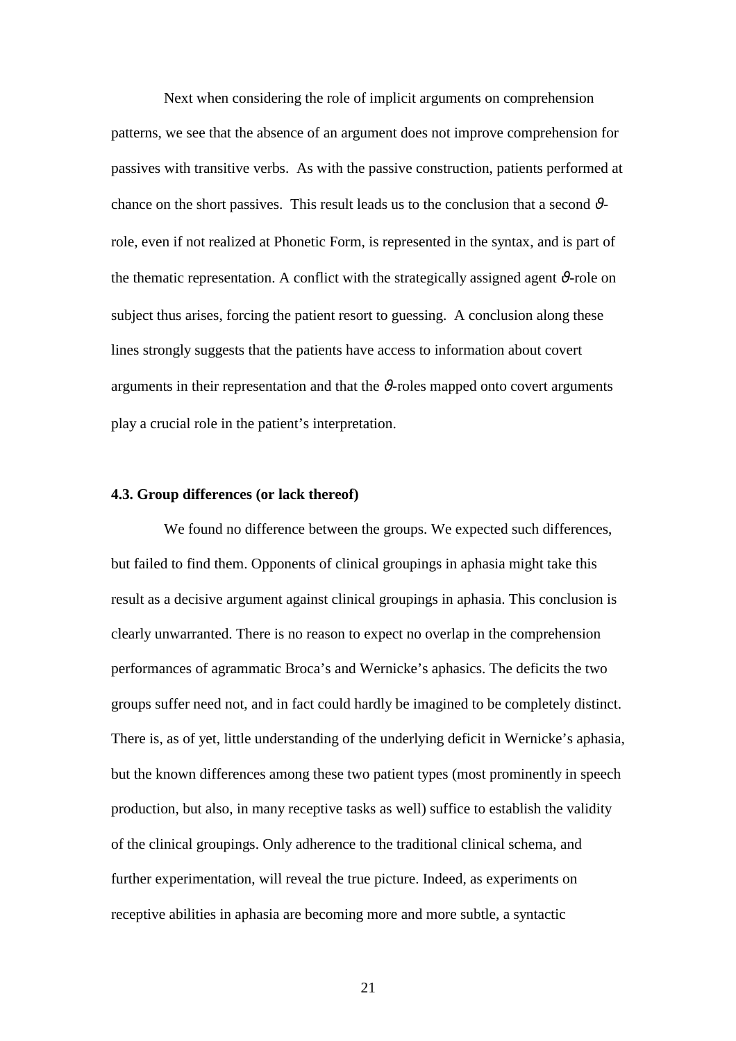Next when considering the role of implicit arguments on comprehension patterns, we see that the absence of an argument does not improve comprehension for passives with transitive verbs. As with the passive construction, patients performed at chance on the short passives. This result leads us to the conclusion that a second $\vartheta$-role, even if not realized at Phonetic Form, is represented in the syntax, and is part of the thematic representation. A conflict with the strategically assigned agent $\vartheta$-role on subject thus arises, forcing the patient resort to guessing. A conclusion along these lines strongly suggests that the patients have access to information about covert arguments in their representation and that the $\vartheta$-roles mapped onto covert arguments play a crucial role in the patient's interpretation.

### 4.3. Group differences (or lack thereof)

We found no difference between the groups. We expected such differences, but failed to find them. Opponents of clinical groupings in aphasia might take this result as a decisive argument against clinical groupings in aphasia. This conclusion is clearly unwarranted. There is no reason to expect no overlap in the comprehension performances of agrammatic Broca's and Wernicke's aphasics. The deficits the two groups suffer need not, and in fact could hardly be imagined to be completely distinct. There is, as of yet, little understanding of the underlying deficit in Wernicke's aphasia, but the known differences among these two patient types (most prominently in speech production, but also, in many receptive tasks as well) suffice to establish the validity of the clinical groupings. Only adherence to the traditional clinical schema, and further experimentation, will reveal the true picture. Indeed, as experiments on receptive abilities in aphasia are becoming more and more subtle, a syntactic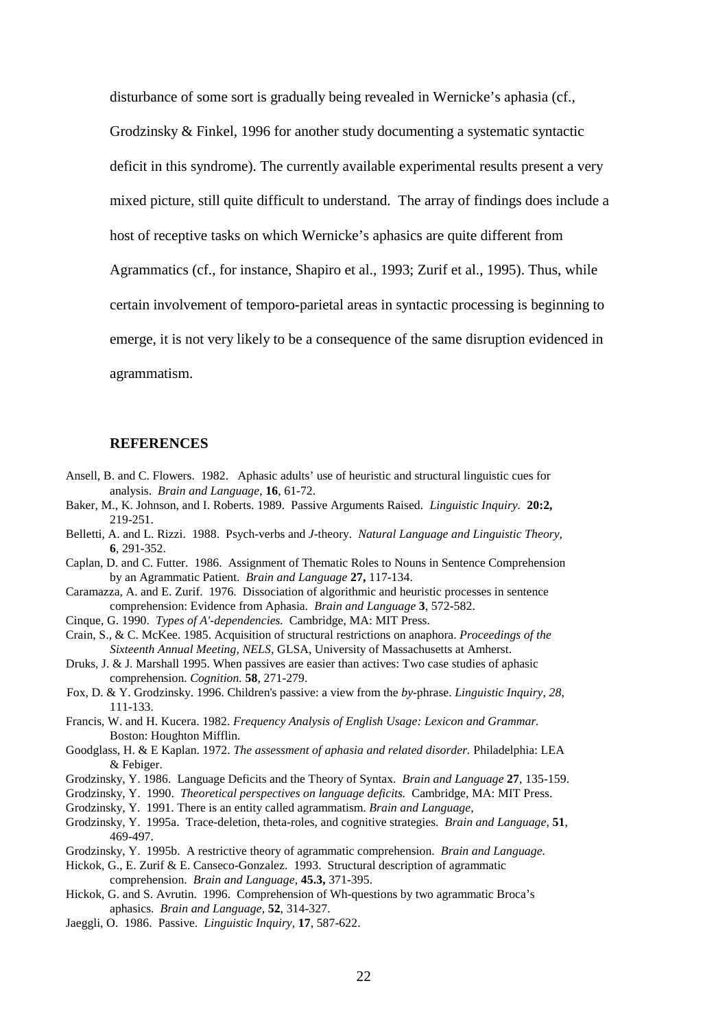disturbance of some sort is gradually being revealed in Wernicke's aphasia (cf., Grodzinsky & Finkel, 1996 for another study documenting a systematic syntactic deficit in this syndrome). The currently available experimental results present a very mixed picture, still quite difficult to understand. The array of findings does include a host of receptive tasks on which Wernicke's aphasics are quite different from Agrammatics (cf., for instance, Shapiro et al., 1993; Zurif et al., 1995). Thus, while certain involvement of temporo-parietal areas in syntactic processing is beginning to emerge, it is not very likely to be a consequence of the same disruption evidenced in agrammatism.

## REFERENCES

Ansell, B. and C. Flowers. 1982. Aphasic adults' use of heuristic and structural linguistic cues for analysis. *Brain and Language*, **16**, 61-72.

Baker, M., K. Johnson, and I. Roberts. 1989. Passive Arguments Raised. *Linguistic Inquiry.* **20:2,** 219-251.

Belletti, A. and L. Rizzi. 1988. Psych-verbs and *J*-theory. *Natural Language and Linguistic Theory,* **6**, 291-352.

Caplan, D. and C. Futter. 1986. Assignment of Thematic Roles to Nouns in Sentence Comprehension by an Agrammatic Patient. *Brain and Language* **27,** 117-134.

Caramazza, A. and E. Zurif. 1976. Dissociation of algorithmic and heuristic processes in sentence comprehension: Evidence from Aphasia. *Brain and Language* **3**, 572-582.

Cinque, G. 1990. *Types of A'-dependencies.* Cambridge, MA: MIT Press.

Crain, S., & C. McKee. 1985. Acquisition of structural restrictions on anaphora. *Proceedings of the Sixteenth Annual Meeting, NELS,* GLSA, University of Massachusetts at Amherst.

Druks, J. & J. Marshall 1995. When passives are easier than actives: Two case studies of aphasic comprehension. *Cognition.* **58**, 271-279.

Fox, D. & Y. Grodzinsky. 1996. Children's passive: a view from the *by*-phrase. *Linguistic Inquiry, 28,* 111-133.

Francis, W. and H. Kucera. 1982. *Frequency Analysis of English Usage: Lexicon and Grammar.* Boston: Houghton Mifflin.

Goodglass, H. & E Kaplan. 1972. *The assessment of aphasia and related disorder.* Philadelphia: LEA & Febiger.

Grodzinsky, Y. 1986. Language Deficits and the Theory of Syntax. *Brain and Language* **27**, 135-159.

Grodzinsky, Y. 1990. *Theoretical perspectives on language deficits.* Cambridge, MA: MIT Press.

Grodzinsky, Y. 1991. There is an entity called agrammatism. *Brain and Language,*

Grodzinsky, Y. 1995a. Trace-deletion, theta-roles, and cognitive strategies. *Brain and Language,* **51**, 469-497.

Grodzinsky, Y. 1995b. A restrictive theory of agrammatic comprehension. *Brain and Language.*

Hickok, G., E. Zurif & E. Canseco-Gonzalez. 1993. Structural description of agrammatic comprehension. *Brain and Language,* **45.3,** 371-395.

Hickok, G. and S. Avrutin. 1996. Comprehension of Wh-questions by two agrammatic Broca's aphasics. *Brain and Language,* **52**, 314-327.

Jaeggli, O. 1986. Passive. *Linguistic Inquiry,* **17**, 587-622.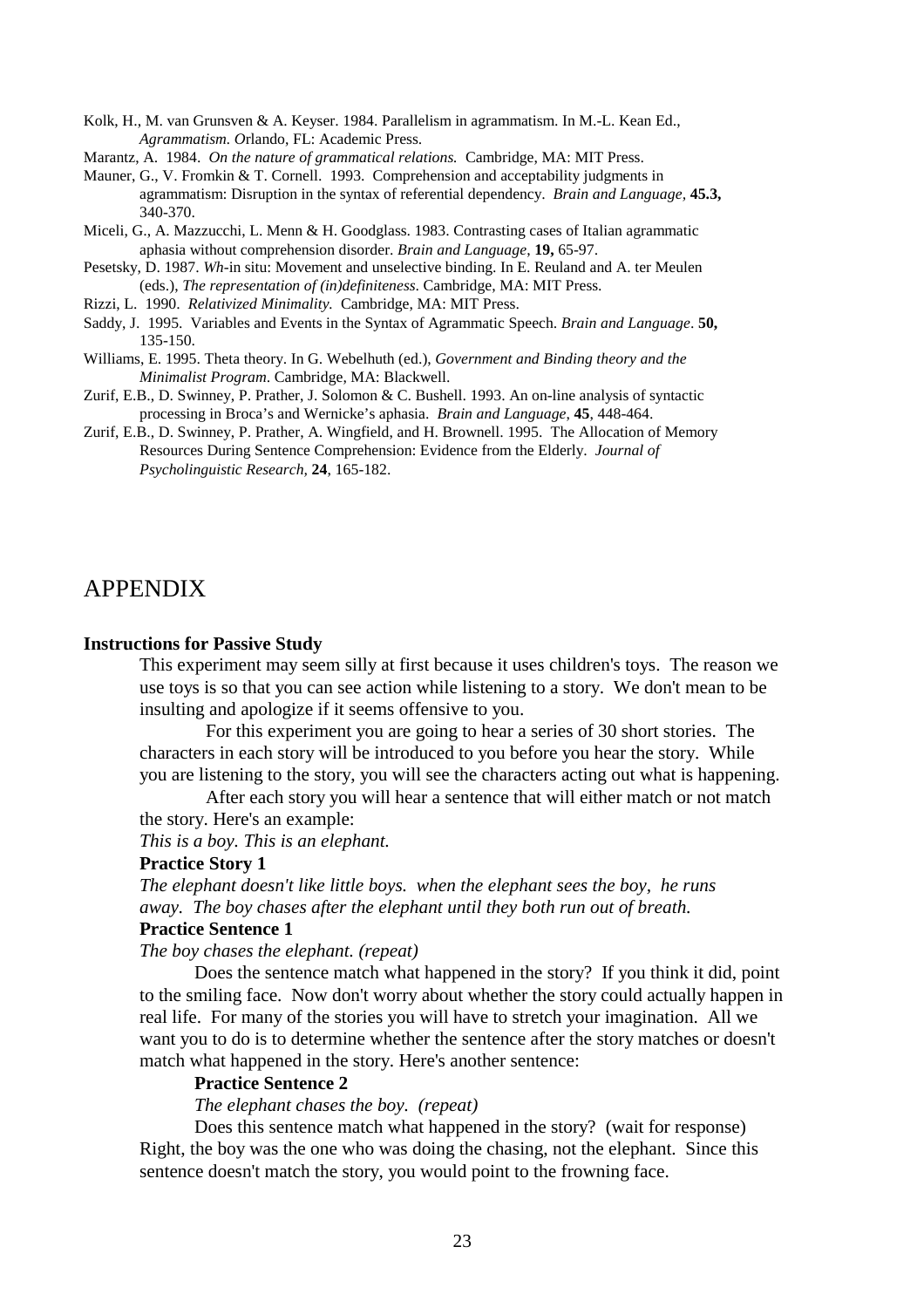Kolk, H., M. van Grunsven & A. Keyser. 1984. Parallelism in agrammatism. In M.-L. Kean Ed., *Agrammatism*. *O*rlando, FL: Academic Press.

Marantz, A. 1984. *On the nature of grammatical relations.* Cambridge, MA: MIT Press.

Mauner, G., V. Fromkin & T. Cornell. 1993. Comprehension and acceptability judgments in agrammatism: Disruption in the syntax of referential dependency. *Brain and Language,* **45.3,** 340-370.

Miceli, G., A. Mazzucchi, L. Menn & H. Goodglass. 1983. Contrasting cases of Italian agrammatic aphasia without comprehension disorder. *Brain and Language*, **19,** 65-97.

Pesetsky, D. 1987. *Wh*-in situ: Movement and unselective binding. In E. Reuland and A. ter Meulen (eds.), *The representation of (in)definiteness*. Cambridge, MA: MIT Press.

Rizzi, L. 1990. *Relativized Minimality.* Cambridge, MA: MIT Press.

Saddy, J. 1995. Variables and Events in the Syntax of Agrammatic Speech. *Brain and Language*. **50,** 135-150.

Williams, E. 1995. Theta theory. In G. Webelhuth (ed.), *Government and Binding theory and the Minimalist Program*. Cambridge, MA: Blackwell.

Zurif, E.B., D. Swinney, P. Prather, J. Solomon & C. Bushell. 1993. An on-line analysis of syntactic processing in Broca's and Wernicke's aphasia. *Brain and Language,* **45**, 448-464.

Zurif, E.B., D. Swinney, P. Prather, A. Wingfield, and H. Brownell. 1995. The Allocation of Memory Resources During Sentence Comprehension: Evidence from the Elderly. *Journal of Psycholinguistic Research,* **24**, 165-182.

# APPENDIX

**Instructions for Passive Study**

This experiment may seem silly at first because it uses children's toys. The reason we use toys is so that you can see action while listening to a story. We don't mean to be insulting and apologize if it seems offensive to you.

For this experiment you are going to hear a series of 30 short stories. The characters in each story will be introduced to you before you hear the story. While you are listening to the story, you will see the characters acting out what is happening.

After each story you will hear a sentence that will either match or not match the story. Here's an example:

*This is a boy. This is an elephant.*

**Practice Story 1**

*The elephant doesn't like little boys. when the elephant sees the boy, he runs away. The boy chases after the elephant until they both run out of breath.*

**Practice Sentence 1**

*The boy chases the elephant. (repeat)*

Does the sentence match what happened in the story? If you think it did, point to the smiling face. Now don't worry about whether the story could actually happen in real life. For many of the stories you will have to stretch your imagination. All we want you to do is to determine whether the sentence after the story matches or doesn't match what happened in the story. Here's another sentence:

**Practice Sentence 2**

*The elephant chases the boy. (repeat)*

Does this sentence match what happened in the story? (wait for response) Right, the boy was the one who was doing the chasing, not the elephant. Since this sentence doesn't match the story, you would point to the frowning face.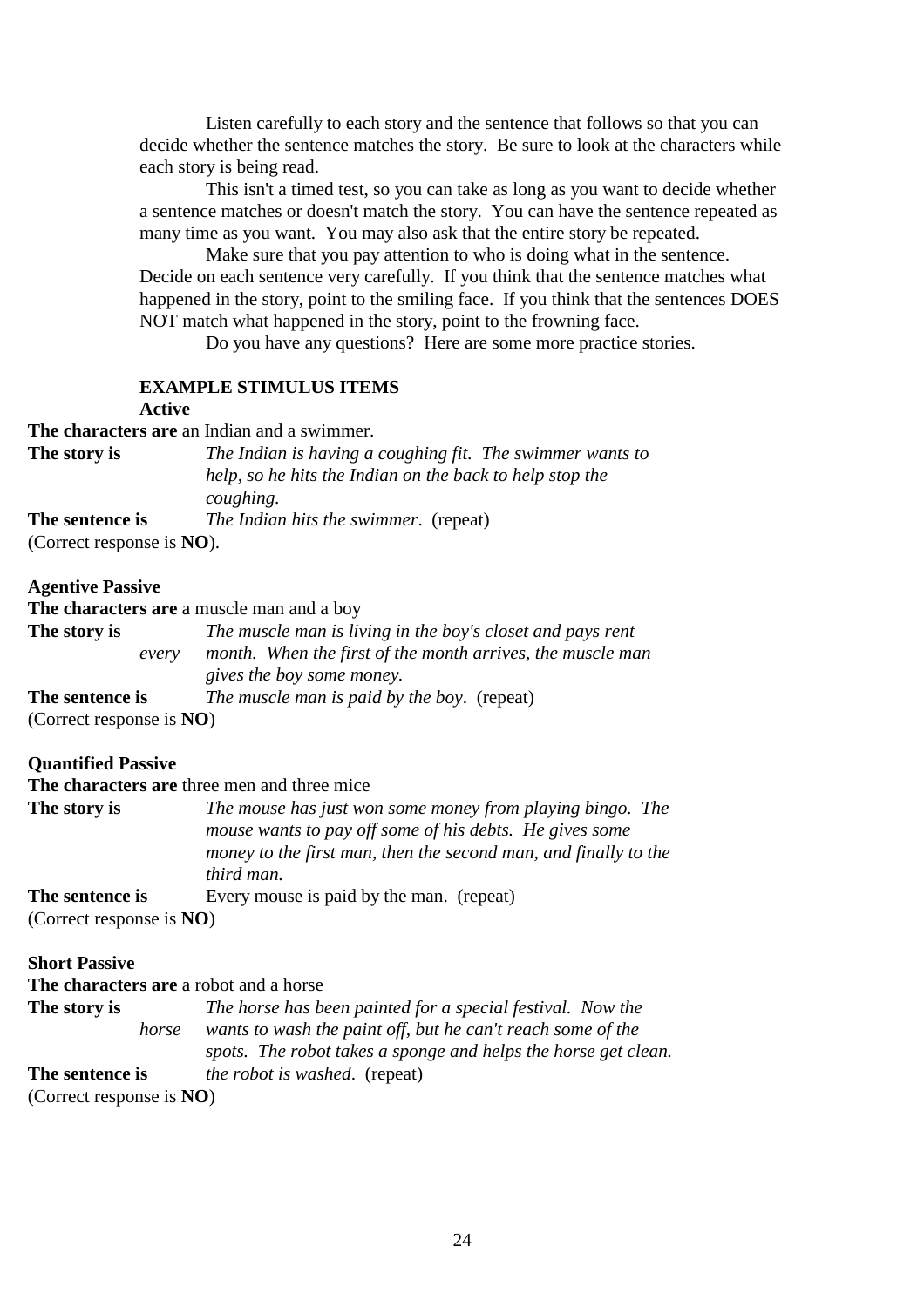Listen carefully to each story and the sentence that follows so that you can decide whether the sentence matches the story. Be sure to look at the characters while each story is being read.

This isn't a timed test, so you can take as long as you want to decide whether a sentence matches or doesn't match the story. You can have the sentence repeated as many time as you want. You may also ask that the entire story be repeated.

Make sure that you pay attention to who is doing what in the sentence. Decide on each sentence very carefully. If you think that the sentence matches what happened in the story, point to the smiling face. If you think that the sentences DOES NOT match what happened in the story, point to the frowning face.

Do you have any questions? Here are some more practice stories.

**EXAMPLE STIMULUS ITEMS**

**Active**

**The characters are** an Indian and a swimmer.

**The story is** *The Indian is having a coughing fit. The swimmer wants to help, so he hits the Indian on the back to help stop the coughing.*

**The sentence is** *The Indian hits the swimmer*. (repeat)

(Correct response is **NO**).

**Agentive Passive**

**The characters are** a muscle man and a boy

**The story is** *The muscle man is living in the boy's closet and pays rent every month. When the first of the month arrives, the muscle man gives the boy some money.*

**The sentence is** *The muscle man is paid by the boy*. (repeat)

(Correct response is **NO**)

**Quantified Passive**

**The characters are** three men and three mice

**The story is** *The mouse has just won some money from playing bingo. The mouse wants to pay off some of his debts. He gives some money to the first man, then the second man, and finally to the third man.*

**The sentence is** Every mouse is paid by the man. (repeat)

(Correct response is **NO**)

**Short Passive**

**The characters are** a robot and a horse

**The story is** *The horse has been painted for a special festival. Now the horse wants to wash the paint off, but he can't reach some of the spots. The robot takes a sponge and helps the horse get clean.*

**The sentence is** *the robot is washed*. (repeat)

(Correct response is **NO**)